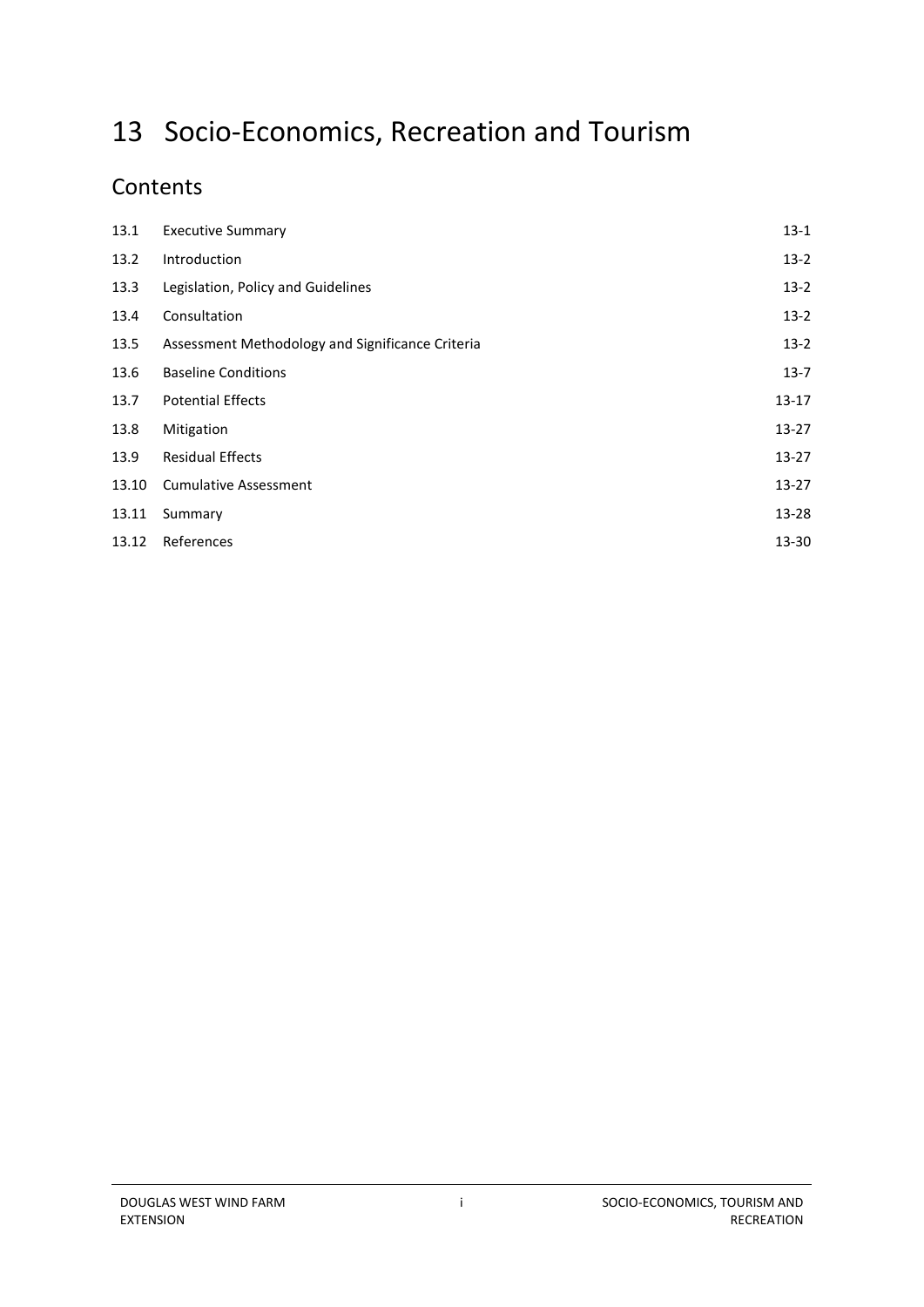# 13 Socio-Economics, Recreation and Tourism

## Contents

| | | |
|---|---|---|
| 13.1 | Executive Summary | 13-1 |
| 13.2 | Introduction | 13-2 |
| 13.3 | Legislation, Policy and Guidelines | 13-2 |
| 13.4 | Consultation | 13-2 |
| 13.5 | Assessment Methodology and Significance Criteria | 13-2 |
| 13.6 | Baseline Conditions | 13-7 |
| 13.7 | Potential Effects | 13-17 |
| 13.8 | Mitigation | 13-27 |
| 13.9 | Residual Effects | 13-27 |
| 13.10 | Cumulative Assessment | 13-27 |
| 13.11 | Summary | 13-28 |
| 13.12 | References | 13-30 |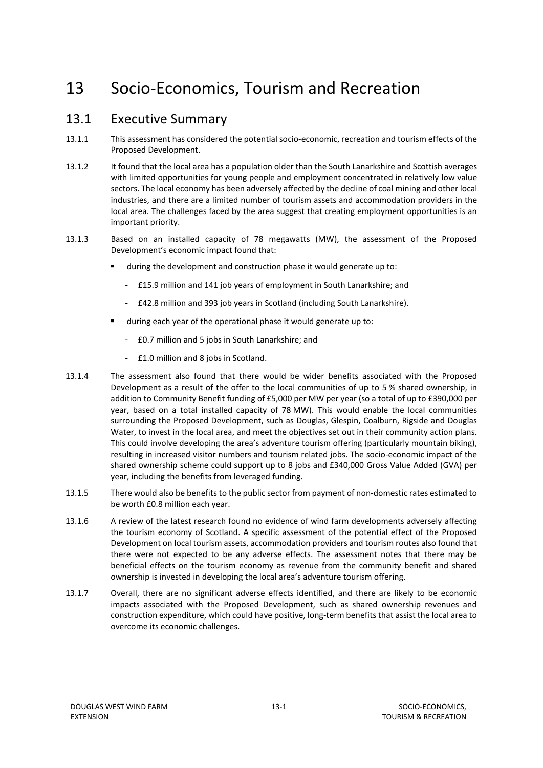# 13 Socio-Economics, Tourism and Recreation

## 13.1 Executive Summary

13.1.1 This assessment has considered the potential socio-economic, recreation and tourism effects of the Proposed Development.

13.1.2 It found that the local area has a population older than the South Lanarkshire and Scottish averages with limited opportunities for young people and employment concentrated in relatively low value sectors. The local economy has been adversely affected by the decline of coal mining and other local industries, and there are a limited number of tourism assets and accommodation providers in the local area. The challenges faced by the area suggest that creating employment opportunities is an important priority.

13.1.3 Based on an installed capacity of 78 megawatts (MW), the assessment of the Proposed Development's economic impact found that:

- during the development and construction phase it would generate up to:
  - £15.9 million and 141 job years of employment in South Lanarkshire; and
  - £42.8 million and 393 job years in Scotland (including South Lanarkshire).
- during each year of the operational phase it would generate up to:
  - £0.7 million and 5 jobs in South Lanarkshire; and
  - £1.0 million and 8 jobs in Scotland.

13.1.4 The assessment also found that there would be wider benefits associated with the Proposed Development as a result of the offer to the local communities of up to 5 % shared ownership, in addition to Community Benefit funding of £5,000 per MW per year (so a total of up to £390,000 per year, based on a total installed capacity of 78 MW). This would enable the local communities surrounding the Proposed Development, such as Douglas, Glespin, Coalburn, Rigside and Douglas Water, to invest in the local area, and meet the objectives set out in their community action plans. This could involve developing the area's adventure tourism offering (particularly mountain biking), resulting in increased visitor numbers and tourism related jobs. The socio-economic impact of the shared ownership scheme could support up to 8 jobs and £340,000 Gross Value Added (GVA) per year, including the benefits from leveraged funding.

13.1.5 There would also be benefits to the public sector from payment of non-domestic rates estimated to be worth £0.8 million each year.

13.1.6 A review of the latest research found no evidence of wind farm developments adversely affecting the tourism economy of Scotland. A specific assessment of the potential effect of the Proposed Development on local tourism assets, accommodation providers and tourism routes also found that there were not expected to be any adverse effects. The assessment notes that there may be beneficial effects on the tourism economy as revenue from the community benefit and shared ownership is invested in developing the local area's adventure tourism offering.

13.1.7 Overall, there are no significant adverse effects identified, and there are likely to be economic impacts associated with the Proposed Development, such as shared ownership revenues and construction expenditure, which could have positive, long-term benefits that assist the local area to overcome its economic challenges.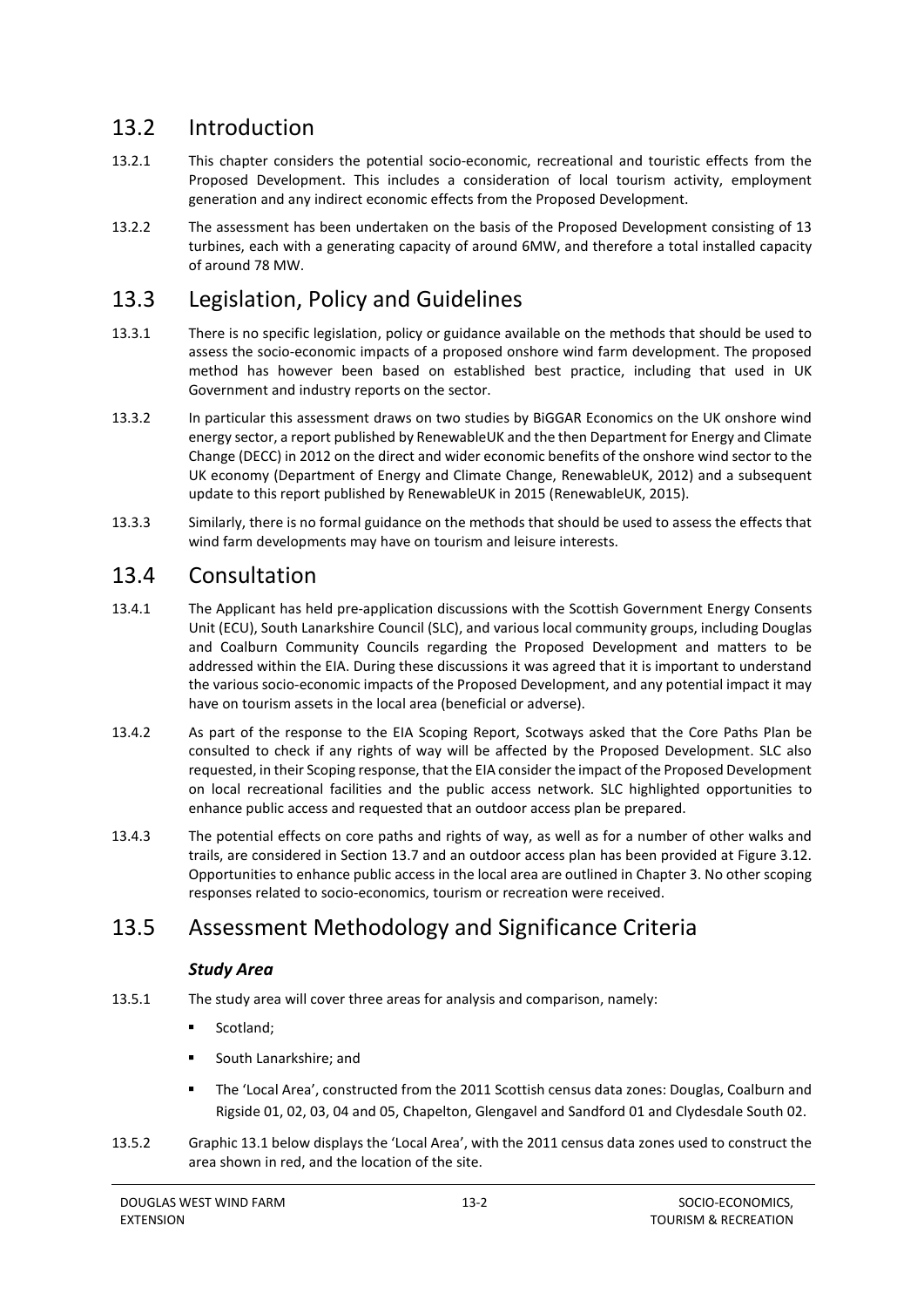## 13.2 Introduction

13.2.1 This chapter considers the potential socio-economic, recreational and touristic effects from the Proposed Development. This includes a consideration of local tourism activity, employment generation and any indirect economic effects from the Proposed Development.

13.2.2 The assessment has been undertaken on the basis of the Proposed Development consisting of 13 turbines, each with a generating capacity of around 6MW, and therefore a total installed capacity of around 78 MW.

## 13.3 Legislation, Policy and Guidelines

13.3.1 There is no specific legislation, policy or guidance available on the methods that should be used to assess the socio-economic impacts of a proposed onshore wind farm development. The proposed method has however been based on established best practice, including that used in UK Government and industry reports on the sector.

13.3.2 In particular this assessment draws on two studies by BiGGAR Economics on the UK onshore wind energy sector, a report published by RenewableUK and the then Department for Energy and Climate Change (DECC) in 2012 on the direct and wider economic benefits of the onshore wind sector to the UK economy (Department of Energy and Climate Change, RenewableUK, 2012) and a subsequent update to this report published by RenewableUK in 2015 (RenewableUK, 2015).

13.3.3 Similarly, there is no formal guidance on the methods that should be used to assess the effects that wind farm developments may have on tourism and leisure interests.

## 13.4 Consultation

13.4.1 The Applicant has held pre-application discussions with the Scottish Government Energy Consents Unit (ECU), South Lanarkshire Council (SLC), and various local community groups, including Douglas and Coalburn Community Councils regarding the Proposed Development and matters to be addressed within the EIA. During these discussions it was agreed that it is important to understand the various socio-economic impacts of the Proposed Development, and any potential impact it may have on tourism assets in the local area (beneficial or adverse).

13.4.2 As part of the response to the EIA Scoping Report, Scotways asked that the Core Paths Plan be consulted to check if any rights of way will be affected by the Proposed Development. SLC also requested, in their Scoping response, that the EIA consider the impact of the Proposed Development on local recreational facilities and the public access network. SLC highlighted opportunities to enhance public access and requested that an outdoor access plan be prepared.

13.4.3 The potential effects on core paths and rights of way, as well as for a number of other walks and trails, are considered in Section 13.7 and an outdoor access plan has been provided at Figure 3.12. Opportunities to enhance public access in the local area are outlined in Chapter 3. No other scoping responses related to socio-economics, tourism or recreation were received.

## 13.5 Assessment Methodology and Significance Criteria

### *Study Area*

13.5.1 The study area will cover three areas for analysis and comparison, namely:

- Scotland;
- South Lanarkshire; and
- The 'Local Area', constructed from the 2011 Scottish census data zones: Douglas, Coalburn and Rigside 01, 02, 03, 04 and 05, Chapelton, Glengavel and Sandford 01 and Clydesdale South 02.

13.5.2 Graphic 13.1 below displays the 'Local Area', with the 2011 census data zones used to construct the area shown in red, and the location of the site.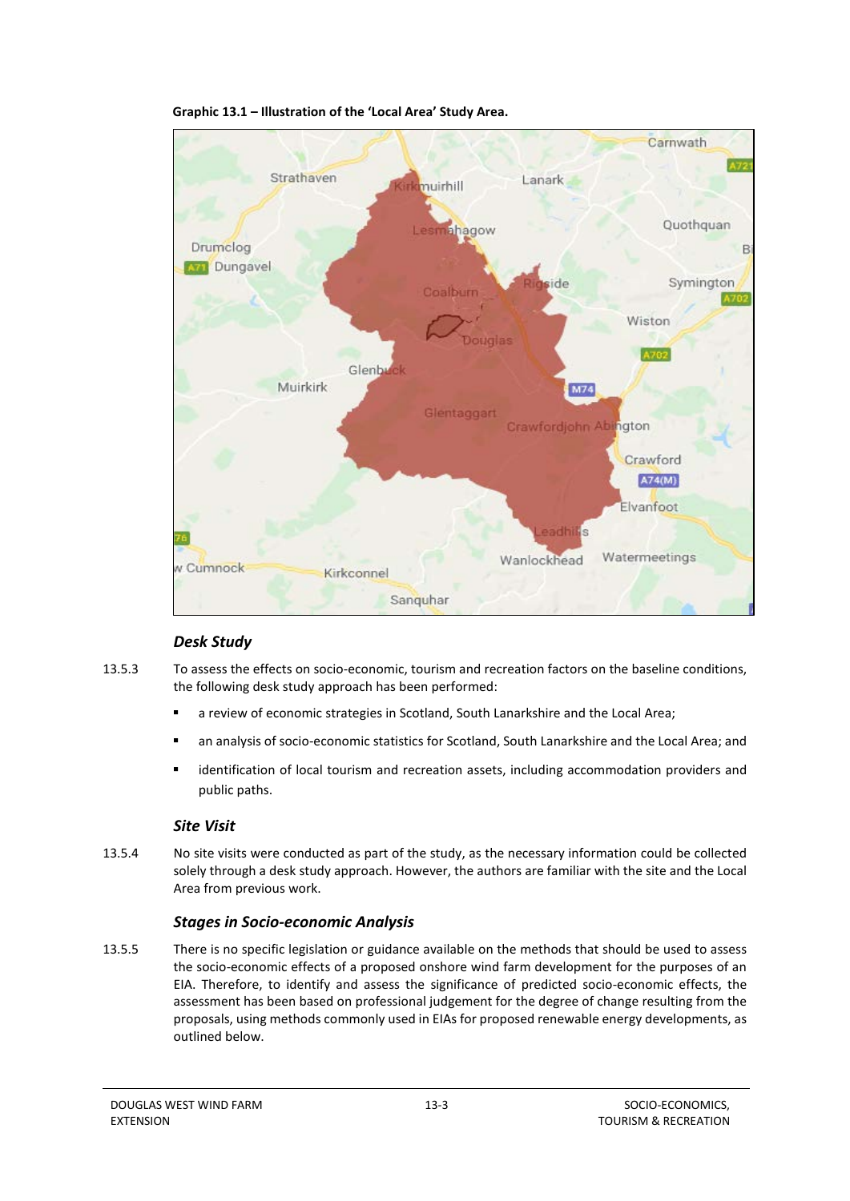**Graphic 13.1 – Illustration of the 'Local Area' Study Area.**

### *Desk Study*

13.5.3 To assess the effects on socio-economic, tourism and recreation factors on the baseline conditions, the following desk study approach has been performed:

- a review of economic strategies in Scotland, South Lanarkshire and the Local Area;
- an analysis of socio-economic statistics for Scotland, South Lanarkshire and the Local Area; and
- identification of local tourism and recreation assets, including accommodation providers and public paths.

### *Site Visit*

13.5.4 No site visits were conducted as part of the study, as the necessary information could be collected solely through a desk study approach. However, the authors are familiar with the site and the Local Area from previous work.

### *Stages in Socio-economic Analysis*

13.5.5 There is no specific legislation or guidance available on the methods that should be used to assess the socio-economic effects of a proposed onshore wind farm development for the purposes of an EIA. Therefore, to identify and assess the significance of predicted socio-economic effects, the assessment has been based on professional judgement for the degree of change resulting from the proposals, using methods commonly used in EIAs for proposed renewable energy developments, as outlined below.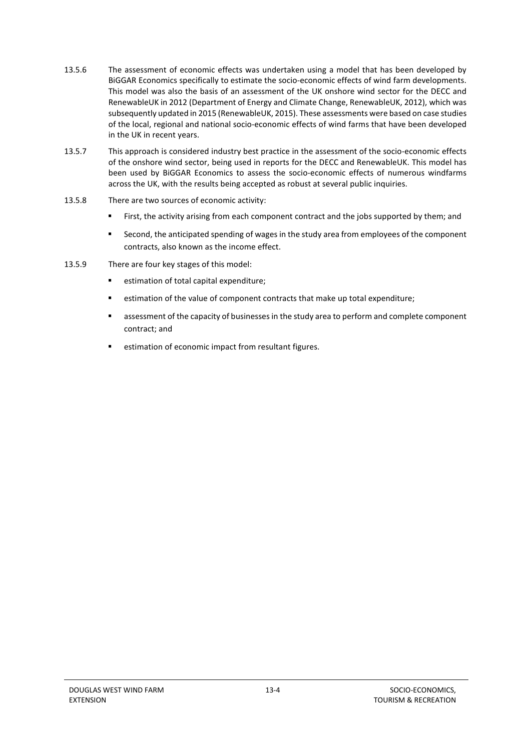13.5.6 The assessment of economic effects was undertaken using a model that has been developed by BiGGAR Economics specifically to estimate the socio-economic effects of wind farm developments. This model was also the basis of an assessment of the UK onshore wind sector for the DECC and RenewableUK in 2012 (Department of Energy and Climate Change, RenewableUK, 2012), which was subsequently updated in 2015 (RenewableUK, 2015). These assessments were based on case studies of the local, regional and national socio-economic effects of wind farms that have been developed in the UK in recent years.

13.5.7 This approach is considered industry best practice in the assessment of the socio-economic effects of the onshore wind sector, being used in reports for the DECC and RenewableUK. This model has been used by BiGGAR Economics to assess the socio-economic effects of numerous windfarms across the UK, with the results being accepted as robust at several public inquiries.

13.5.8 There are two sources of economic activity:

- First, the activity arising from each component contract and the jobs supported by them; and
- Second, the anticipated spending of wages in the study area from employees of the component contracts, also known as the income effect.

13.5.9 There are four key stages of this model:

- estimation of total capital expenditure;
- estimation of the value of component contracts that make up total expenditure;
- assessment of the capacity of businesses in the study area to perform and complete component contract; and
- estimation of economic impact from resultant figures.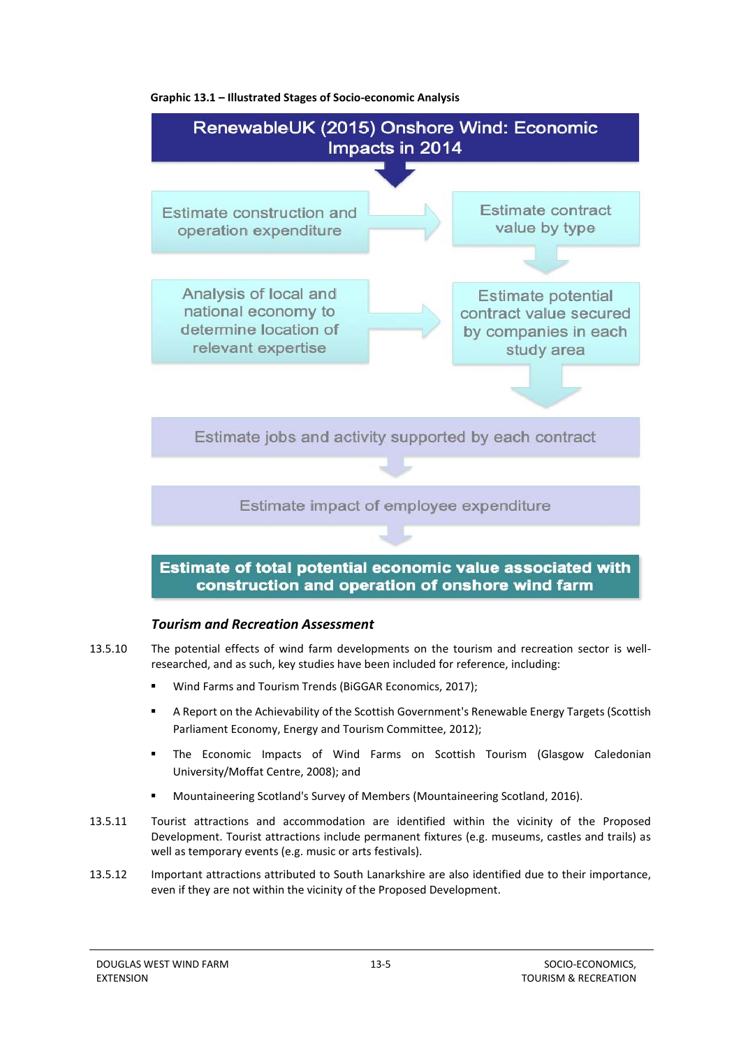**Graphic 13.1 – Illustrated Stages of Socio-economic Analysis**

RenewableUK (2015) Onshore Wind: Economic Impacts in 2014

Estimate construction and operation expenditure → Estimate contract value by type

Analysis of local and national economy to determine location of relevant expertise → Estimate potential contract value secured by companies in each study area

Estimate jobs and activity supported by each contract

Estimate impact of employee expenditure

**Estimate of total potential economic value associated with construction and operation of onshore wind farm**

### *Tourism and Recreation Assessment*

13.5.10 The potential effects of wind farm developments on the tourism and recreation sector is well-researched, and as such, key studies have been included for reference, including:

- Wind Farms and Tourism Trends (BiGGAR Economics, 2017);
- A Report on the Achievability of the Scottish Government's Renewable Energy Targets (Scottish Parliament Economy, Energy and Tourism Committee, 2012);
- The Economic Impacts of Wind Farms on Scottish Tourism (Glasgow Caledonian University/Moffat Centre, 2008); and
- Mountaineering Scotland's Survey of Members (Mountaineering Scotland, 2016).

13.5.11 Tourist attractions and accommodation are identified within the vicinity of the Proposed Development. Tourist attractions include permanent fixtures (e.g. museums, castles and trails) as well as temporary events (e.g. music or arts festivals).

13.5.12 Important attractions attributed to South Lanarkshire are also identified due to their importance, even if they are not within the vicinity of the Proposed Development.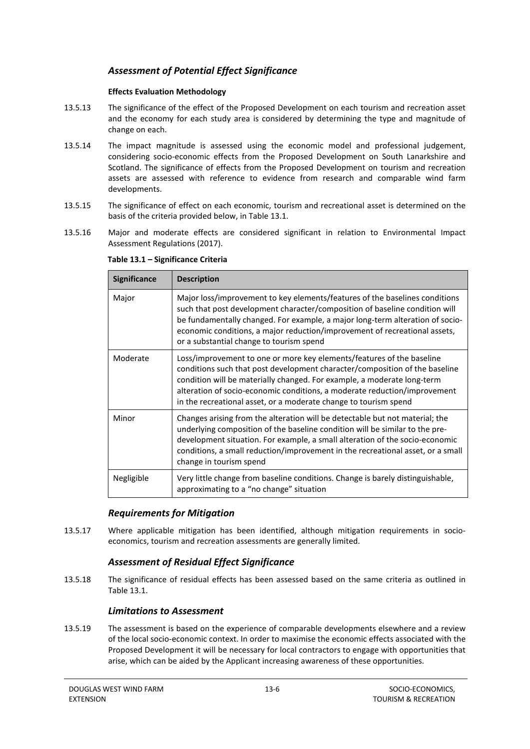### *Assessment of Potential Effect Significance*

**Effects Evaluation Methodology**

13.5.13 The significance of the effect of the Proposed Development on each tourism and recreation asset and the economy for each study area is considered by determining the type and magnitude of change on each.

13.5.14 The impact magnitude is assessed using the economic model and professional judgement, considering socio-economic effects from the Proposed Development on South Lanarkshire and Scotland. The significance of effects from the Proposed Development on tourism and recreation assets are assessed with reference to evidence from research and comparable wind farm developments.

13.5.15 The significance of effect on each economic, tourism and recreational asset is determined on the basis of the criteria provided below, in Table 13.1.

13.5.16 Major and moderate effects are considered significant in relation to Environmental Impact Assessment Regulations (2017).

**Table 13.1 – Significance Criteria**

| Significance | Description |
|---|---|
| Major | Major loss/improvement to key elements/features of the baselines conditions such that post development character/composition of baseline condition will be fundamentally changed. For example, a major long-term alteration of socio-economic conditions, a major reduction/improvement of recreational assets, or a substantial change to tourism spend |
| Moderate | Loss/improvement to one or more key elements/features of the baseline conditions such that post development character/composition of the baseline condition will be materially changed. For example, a moderate long-term alteration of socio-economic conditions, a moderate reduction/improvement in the recreational asset, or a moderate change to tourism spend |
| Minor | Changes arising from the alteration will be detectable but not material; the underlying composition of the baseline condition will be similar to the pre-development situation. For example, a small alteration of the socio-economic conditions, a small reduction/improvement in the recreational asset, or a small change in tourism spend |
| Negligible | Very little change from baseline conditions. Change is barely distinguishable, approximating to a "no change" situation |

### *Requirements for Mitigation*

13.5.17 Where applicable mitigation has been identified, although mitigation requirements in socio-economics, tourism and recreation assessments are generally limited.

### *Assessment of Residual Effect Significance*

13.5.18 The significance of residual effects has been assessed based on the same criteria as outlined in Table 13.1.

### *Limitations to Assessment*

13.5.19 The assessment is based on the experience of comparable developments elsewhere and a review of the local socio-economic context. In order to maximise the economic effects associated with the Proposed Development it will be necessary for local contractors to engage with opportunities that arise, which can be aided by the Applicant increasing awareness of these opportunities.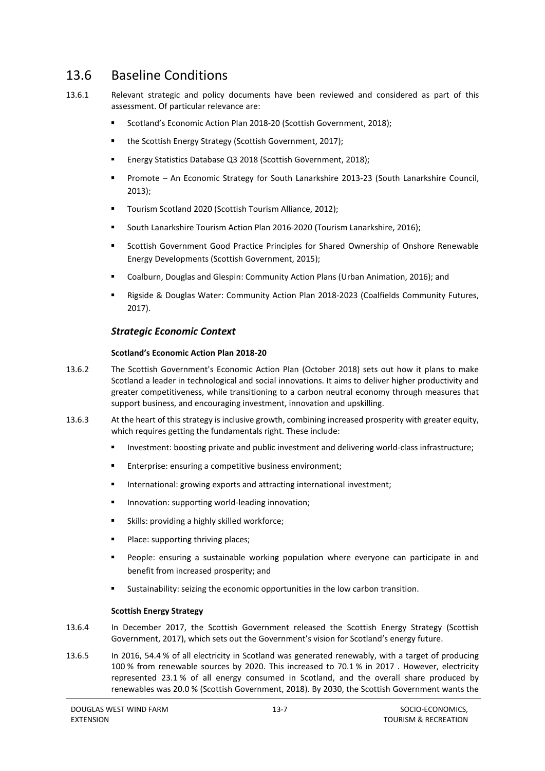## 13.6 Baseline Conditions

13.6.1 Relevant strategic and policy documents have been reviewed and considered as part of this assessment. Of particular relevance are:

- Scotland's Economic Action Plan 2018-20 (Scottish Government, 2018);
- the Scottish Energy Strategy (Scottish Government, 2017);
- Energy Statistics Database Q3 2018 (Scottish Government, 2018);
- Promote – An Economic Strategy for South Lanarkshire 2013-23 (South Lanarkshire Council, 2013);
- Tourism Scotland 2020 (Scottish Tourism Alliance, 2012);
- South Lanarkshire Tourism Action Plan 2016-2020 (Tourism Lanarkshire, 2016);
- Scottish Government Good Practice Principles for Shared Ownership of Onshore Renewable Energy Developments (Scottish Government, 2015);
- Coalburn, Douglas and Glespin: Community Action Plans (Urban Animation, 2016); and
- Rigside & Douglas Water: Community Action Plan 2018-2023 (Coalfields Community Futures, 2017).

### *Strategic Economic Context*

**Scotland's Economic Action Plan 2018-20**

13.6.2 The Scottish Government's Economic Action Plan (October 2018) sets out how it plans to make Scotland a leader in technological and social innovations. It aims to deliver higher productivity and greater competitiveness, while transitioning to a carbon neutral economy through measures that support business, and encouraging investment, innovation and upskilling.

13.6.3 At the heart of this strategy is inclusive growth, combining increased prosperity with greater equity, which requires getting the fundamentals right. These include:

- Investment: boosting private and public investment and delivering world-class infrastructure;
- Enterprise: ensuring a competitive business environment;
- International: growing exports and attracting international investment;
- Innovation: supporting world-leading innovation;
- Skills: providing a highly skilled workforce;
- Place: supporting thriving places;
- People: ensuring a sustainable working population where everyone can participate in and benefit from increased prosperity; and
- Sustainability: seizing the economic opportunities in the low carbon transition.

**Scottish Energy Strategy**

13.6.4 In December 2017, the Scottish Government released the Scottish Energy Strategy (Scottish Government, 2017), which sets out the Government's vision for Scotland's energy future.

13.6.5 In 2016, 54.4 % of all electricity in Scotland was generated renewably, with a target of producing 100 % from renewable sources by 2020. This increased to 70.1 % in 2017 . However, electricity represented 23.1 % of all energy consumed in Scotland, and the overall share produced by renewables was 20.0 % (Scottish Government, 2018). By 2030, the Scottish Government wants the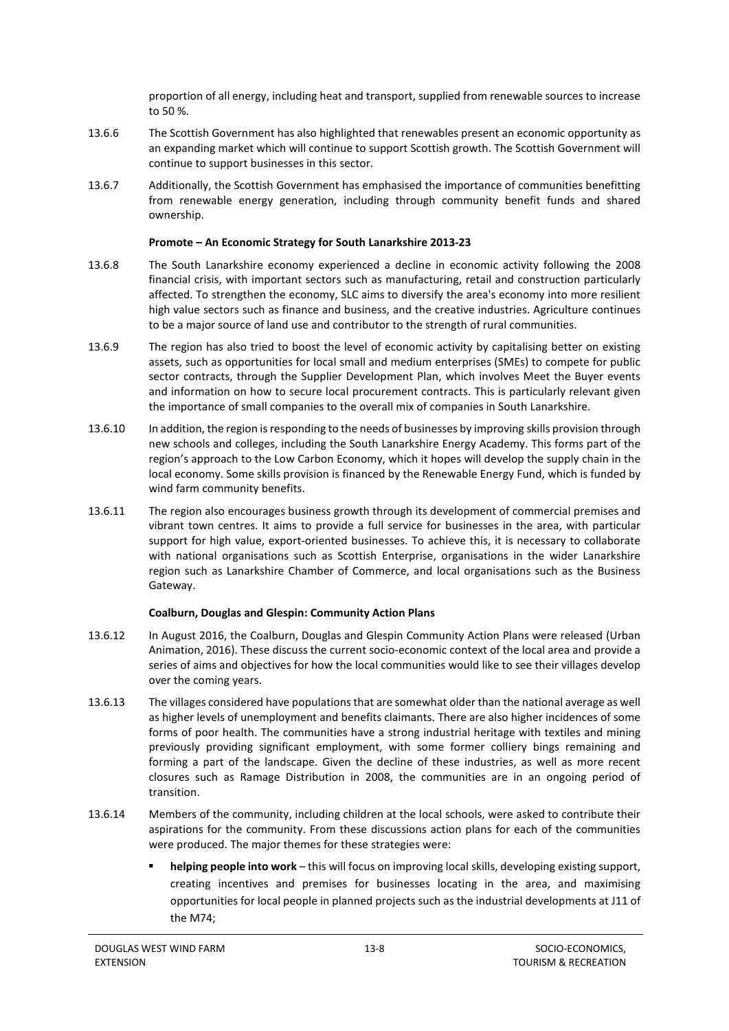proportion of all energy, including heat and transport, supplied from renewable sources to increase to 50 %.

13.6.6 The Scottish Government has also highlighted that renewables present an economic opportunity as an expanding market which will continue to support Scottish growth. The Scottish Government will continue to support businesses in this sector.

13.6.7 Additionally, the Scottish Government has emphasised the importance of communities benefitting from renewable energy generation, including through community benefit funds and shared ownership.

**Promote – An Economic Strategy for South Lanarkshire 2013-23**

13.6.8 The South Lanarkshire economy experienced a decline in economic activity following the 2008 financial crisis, with important sectors such as manufacturing, retail and construction particularly affected. To strengthen the economy, SLC aims to diversify the area's economy into more resilient high value sectors such as finance and business, and the creative industries. Agriculture continues to be a major source of land use and contributor to the strength of rural communities.

13.6.9 The region has also tried to boost the level of economic activity by capitalising better on existing assets, such as opportunities for local small and medium enterprises (SMEs) to compete for public sector contracts, through the Supplier Development Plan, which involves Meet the Buyer events and information on how to secure local procurement contracts. This is particularly relevant given the importance of small companies to the overall mix of companies in South Lanarkshire.

13.6.10 In addition, the region is responding to the needs of businesses by improving skills provision through new schools and colleges, including the South Lanarkshire Energy Academy. This forms part of the region's approach to the Low Carbon Economy, which it hopes will develop the supply chain in the local economy. Some skills provision is financed by the Renewable Energy Fund, which is funded by wind farm community benefits.

13.6.11 The region also encourages business growth through its development of commercial premises and vibrant town centres. It aims to provide a full service for businesses in the area, with particular support for high value, export-oriented businesses. To achieve this, it is necessary to collaborate with national organisations such as Scottish Enterprise, organisations in the wider Lanarkshire region such as Lanarkshire Chamber of Commerce, and local organisations such as the Business Gateway.

**Coalburn, Douglas and Glespin: Community Action Plans**

13.6.12 In August 2016, the Coalburn, Douglas and Glespin Community Action Plans were released (Urban Animation, 2016). These discuss the current socio-economic context of the local area and provide a series of aims and objectives for how the local communities would like to see their villages develop over the coming years.

13.6.13 The villages considered have populations that are somewhat older than the national average as well as higher levels of unemployment and benefits claimants. There are also higher incidences of some forms of poor health. The communities have a strong industrial heritage with textiles and mining previously providing significant employment, with some former colliery bings remaining and forming a part of the landscape. Given the decline of these industries, as well as more recent closures such as Ramage Distribution in 2008, the communities are in an ongoing period of transition.

13.6.14 Members of the community, including children at the local schools, were asked to contribute their aspirations for the community. From these discussions action plans for each of the communities were produced. The major themes for these strategies were:

- **helping people into work** – this will focus on improving local skills, developing existing support, creating incentives and premises for businesses locating in the area, and maximising opportunities for local people in planned projects such as the industrial developments at J11 of the M74;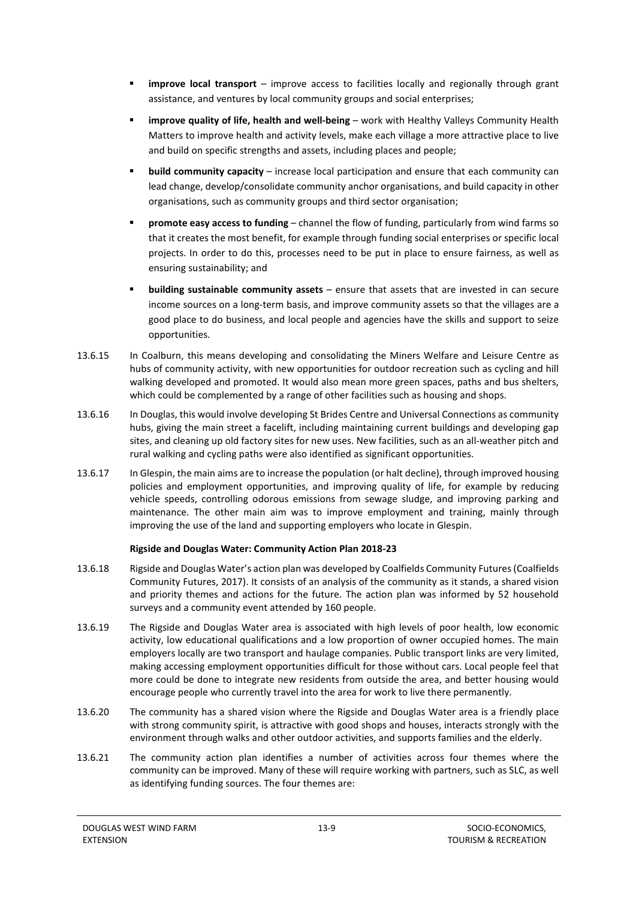- **improve local transport** – improve access to facilities locally and regionally through grant assistance, and ventures by local community groups and social enterprises;
- **improve quality of life, health and well-being** – work with Healthy Valleys Community Health Matters to improve health and activity levels, make each village a more attractive place to live and build on specific strengths and assets, including places and people;
- **build community capacity** – increase local participation and ensure that each community can lead change, develop/consolidate community anchor organisations, and build capacity in other organisations, such as community groups and third sector organisation;
- **promote easy access to funding** – channel the flow of funding, particularly from wind farms so that it creates the most benefit, for example through funding social enterprises or specific local projects. In order to do this, processes need to be put in place to ensure fairness, as well as ensuring sustainability; and
- **building sustainable community assets** – ensure that assets that are invested in can secure income sources on a long-term basis, and improve community assets so that the villages are a good place to do business, and local people and agencies have the skills and support to seize opportunities.

13.6.15 In Coalburn, this means developing and consolidating the Miners Welfare and Leisure Centre as hubs of community activity, with new opportunities for outdoor recreation such as cycling and hill walking developed and promoted. It would also mean more green spaces, paths and bus shelters, which could be complemented by a range of other facilities such as housing and shops.

13.6.16 In Douglas, this would involve developing St Brides Centre and Universal Connections as community hubs, giving the main street a facelift, including maintaining current buildings and developing gap sites, and cleaning up old factory sites for new uses. New facilities, such as an all-weather pitch and rural walking and cycling paths were also identified as significant opportunities.

13.6.17 In Glespin, the main aims are to increase the population (or halt decline), through improved housing policies and employment opportunities, and improving quality of life, for example by reducing vehicle speeds, controlling odorous emissions from sewage sludge, and improving parking and maintenance. The other main aim was to improve employment and training, mainly through improving the use of the land and supporting employers who locate in Glespin.

**Rigside and Douglas Water: Community Action Plan 2018-23**

13.6.18 Rigside and Douglas Water's action plan was developed by Coalfields Community Futures (Coalfields Community Futures, 2017). It consists of an analysis of the community as it stands, a shared vision and priority themes and actions for the future. The action plan was informed by 52 household surveys and a community event attended by 160 people.

13.6.19 The Rigside and Douglas Water area is associated with high levels of poor health, low economic activity, low educational qualifications and a low proportion of owner occupied homes. The main employers locally are two transport and haulage companies. Public transport links are very limited, making accessing employment opportunities difficult for those without cars. Local people feel that more could be done to integrate new residents from outside the area, and better housing would encourage people who currently travel into the area for work to live there permanently.

13.6.20 The community has a shared vision where the Rigside and Douglas Water area is a friendly place with strong community spirit, is attractive with good shops and houses, interacts strongly with the environment through walks and other outdoor activities, and supports families and the elderly.

13.6.21 The community action plan identifies a number of activities across four themes where the community can be improved. Many of these will require working with partners, such as SLC, as well as identifying funding sources. The four themes are: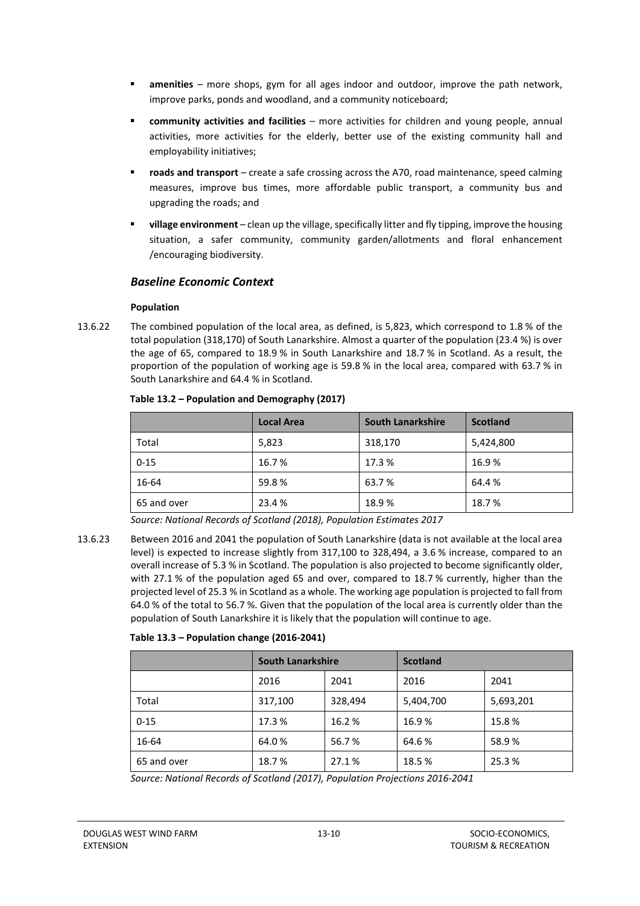- **amenities** – more shops, gym for all ages indoor and outdoor, improve the path network, improve parks, ponds and woodland, and a community noticeboard;
- **community activities and facilities** – more activities for children and young people, annual activities, more activities for the elderly, better use of the existing community hall and employability initiatives;
- **roads and transport** – create a safe crossing across the A70, road maintenance, speed calming measures, improve bus times, more affordable public transport, a community bus and upgrading the roads; and
- **village environment** – clean up the village, specifically litter and fly tipping, improve the housing situation, a safer community, community garden/allotments and floral enhancement /encouraging biodiversity.

## *Baseline Economic Context*

**Population**

13.6.22 The combined population of the local area, as defined, is 5,823, which correspond to 1.8 % of the total population (318,170) of South Lanarkshire. Almost a quarter of the population (23.4 %) is over the age of 65, compared to 18.9 % in South Lanarkshire and 18.7 % in Scotland. As a result, the proportion of the population of working age is 59.8 % in the local area, compared with 63.7 % in South Lanarkshire and 64.4 % in Scotland.

**Table 13.2 – Population and Demography (2017)**

| | Local Area | South Lanarkshire | Scotland |
|---|---|---|---|
| Total | 5,823 | 318,170 | 5,424,800 |
| 0-15 | 16.7 % | 17.3 % | 16.9 % |
| 16-64 | 59.8 % | 63.7 % | 64.4 % |
| 65 and over | 23.4 % | 18.9 % | 18.7 % |

*Source: National Records of Scotland (2018), Population Estimates 2017*

13.6.23 Between 2016 and 2041 the population of South Lanarkshire (data is not available at the local area level) is expected to increase slightly from 317,100 to 328,494, a 3.6 % increase, compared to an overall increase of 5.3 % in Scotland. The population is also projected to become significantly older, with 27.1 % of the population aged 65 and over, compared to 18.7 % currently, higher than the projected level of 25.3 % in Scotland as a whole. The working age population is projected to fall from 64.0 % of the total to 56.7 %. Given that the population of the local area is currently older than the population of South Lanarkshire it is likely that the population will continue to age.

**Table 13.3 – Population change (2016-2041)**

| | South Lanarkshire | | Scotland | |
|---|---|---|---|---|
| | 2016 | 2041 | 2016 | 2041 |
| Total | 317,100 | 328,494 | 5,404,700 | 5,693,201 |
| 0-15 | 17.3 % | 16.2 % | 16.9 % | 15.8 % |
| 16-64 | 64.0 % | 56.7 % | 64.6 % | 58.9 % |
| 65 and over | 18.7 % | 27.1 % | 18.5 % | 25.3 % |

*Source: National Records of Scotland (2017), Population Projections 2016-2041*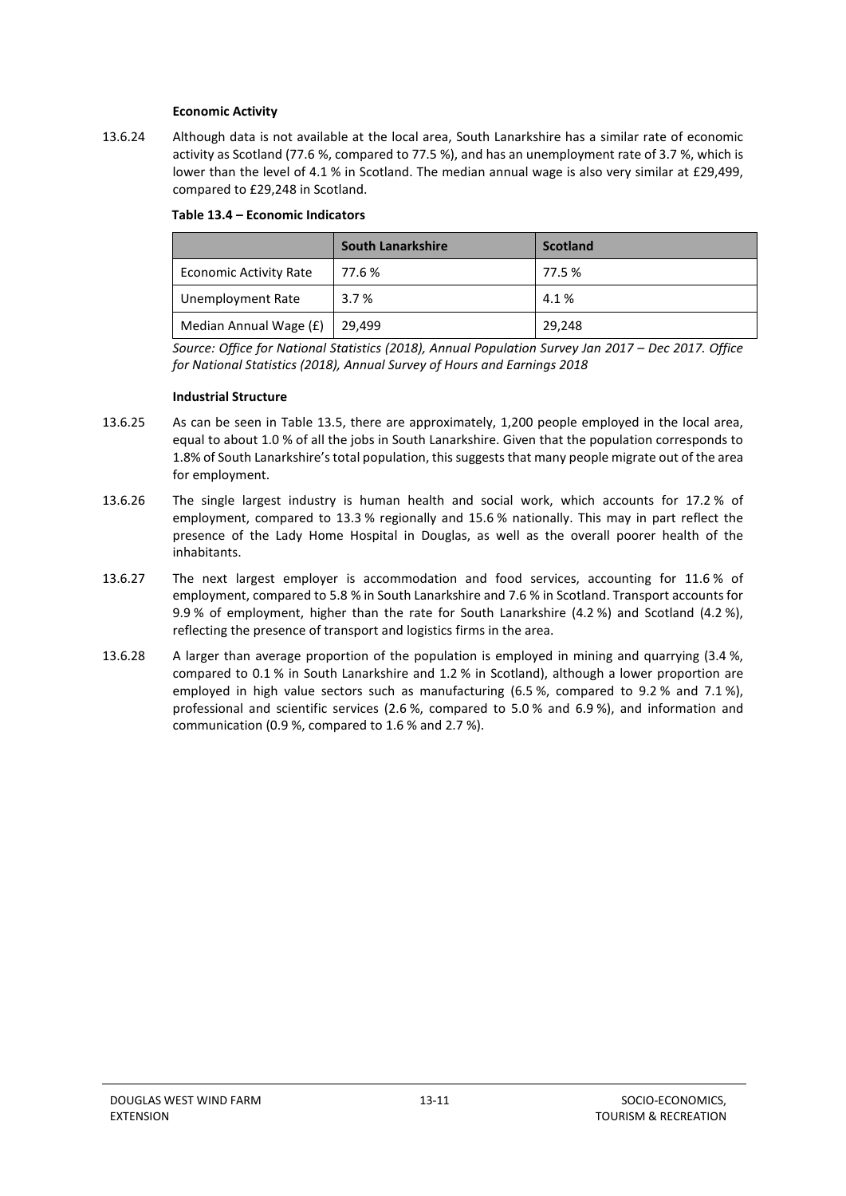**Economic Activity**

13.6.24 Although data is not available at the local area, South Lanarkshire has a similar rate of economic activity as Scotland (77.6 %, compared to 77.5 %), and has an unemployment rate of 3.7 %, which is lower than the level of 4.1 % in Scotland. The median annual wage is also very similar at £29,499, compared to £29,248 in Scotland.

**Table 13.4 – Economic Indicators**

| | South Lanarkshire | Scotland |
|---|---|---|
| Economic Activity Rate | 77.6 % | 77.5 % |
| Unemployment Rate | 3.7 % | 4.1 % |
| Median Annual Wage (£) | 29,499 | 29,248 |

*Source: Office for National Statistics (2018), Annual Population Survey Jan 2017 – Dec 2017. Office for National Statistics (2018), Annual Survey of Hours and Earnings 2018*

**Industrial Structure**

13.6.25 As can be seen in Table 13.5, there are approximately, 1,200 people employed in the local area, equal to about 1.0 % of all the jobs in South Lanarkshire. Given that the population corresponds to 1.8% of South Lanarkshire's total population, this suggests that many people migrate out of the area for employment.

13.6.26 The single largest industry is human health and social work, which accounts for 17.2 % of employment, compared to 13.3 % regionally and 15.6 % nationally. This may in part reflect the presence of the Lady Home Hospital in Douglas, as well as the overall poorer health of the inhabitants.

13.6.27 The next largest employer is accommodation and food services, accounting for 11.6 % of employment, compared to 5.8 % in South Lanarkshire and 7.6 % in Scotland. Transport accounts for 9.9 % of employment, higher than the rate for South Lanarkshire (4.2 %) and Scotland (4.2 %), reflecting the presence of transport and logistics firms in the area.

13.6.28 A larger than average proportion of the population is employed in mining and quarrying (3.4 %, compared to 0.1 % in South Lanarkshire and 1.2 % in Scotland), although a lower proportion are employed in high value sectors such as manufacturing (6.5 %, compared to 9.2 % and 7.1 %), professional and scientific services (2.6 %, compared to 5.0 % and 6.9 %), and information and communication (0.9 %, compared to 1.6 % and 2.7 %).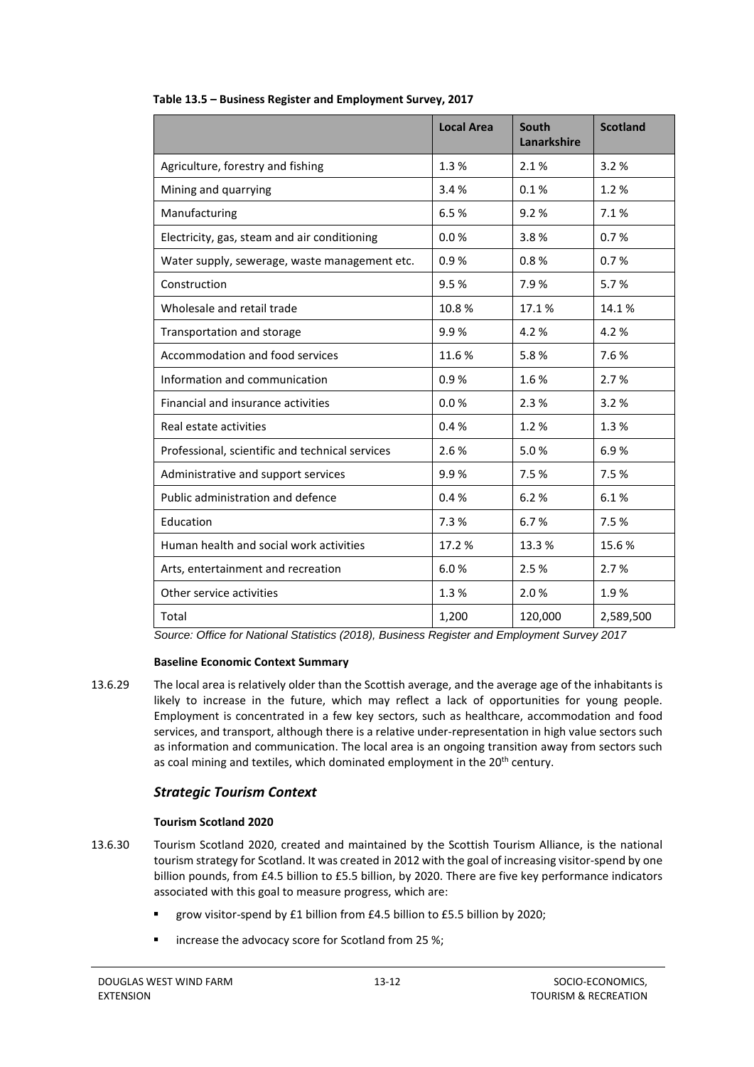**Table 13.5 – Business Register and Employment Survey, 2017**

| | Local Area | South Lanarkshire | Scotland |
|---|---|---|---|
| Agriculture, forestry and fishing | 1.3 % | 2.1 % | 3.2 % |
| Mining and quarrying | 3.4 % | 0.1 % | 1.2 % |
| Manufacturing | 6.5 % | 9.2 % | 7.1 % |
| Electricity, gas, steam and air conditioning | 0.0 % | 3.8 % | 0.7 % |
| Water supply, sewerage, waste management etc. | 0.9 % | 0.8 % | 0.7 % |
| Construction | 9.5 % | 7.9 % | 5.7 % |
| Wholesale and retail trade | 10.8 % | 17.1 % | 14.1 % |
| Transportation and storage | 9.9 % | 4.2 % | 4.2 % |
| Accommodation and food services | 11.6 % | 5.8 % | 7.6 % |
| Information and communication | 0.9 % | 1.6 % | 2.7 % |
| Financial and insurance activities | 0.0 % | 2.3 % | 3.2 % |
| Real estate activities | 0.4 % | 1.2 % | 1.3 % |
| Professional, scientific and technical services | 2.6 % | 5.0 % | 6.9 % |
| Administrative and support services | 9.9 % | 7.5 % | 7.5 % |
| Public administration and defence | 0.4 % | 6.2 % | 6.1 % |
| Education | 7.3 % | 6.7 % | 7.5 % |
| Human health and social work activities | 17.2 % | 13.3 % | 15.6 % |
| Arts, entertainment and recreation | 6.0 % | 2.5 % | 2.7 % |
| Other service activities | 1.3 % | 2.0 % | 1.9 % |
| Total | 1,200 | 120,000 | 2,589,500 |

*Source: Office for National Statistics (2018), Business Register and Employment Survey 2017*

**Baseline Economic Context Summary**

13.6.29 The local area is relatively older than the Scottish average, and the average age of the inhabitants is likely to increase in the future, which may reflect a lack of opportunities for young people. Employment is concentrated in a few key sectors, such as healthcare, accommodation and food services, and transport, although there is a relative under-representation in high value sectors such as information and communication. The local area is an ongoing transition away from sectors such as coal mining and textiles, which dominated employment in the 20th century.

### *Strategic Tourism Context*

**Tourism Scotland 2020**

13.6.30 Tourism Scotland 2020, created and maintained by the Scottish Tourism Alliance, is the national tourism strategy for Scotland. It was created in 2012 with the goal of increasing visitor-spend by one billion pounds, from £4.5 billion to £5.5 billion, by 2020. There are five key performance indicators associated with this goal to measure progress, which are:

- grow visitor-spend by £1 billion from £4.5 billion to £5.5 billion by 2020;
- increase the advocacy score for Scotland from 25 %;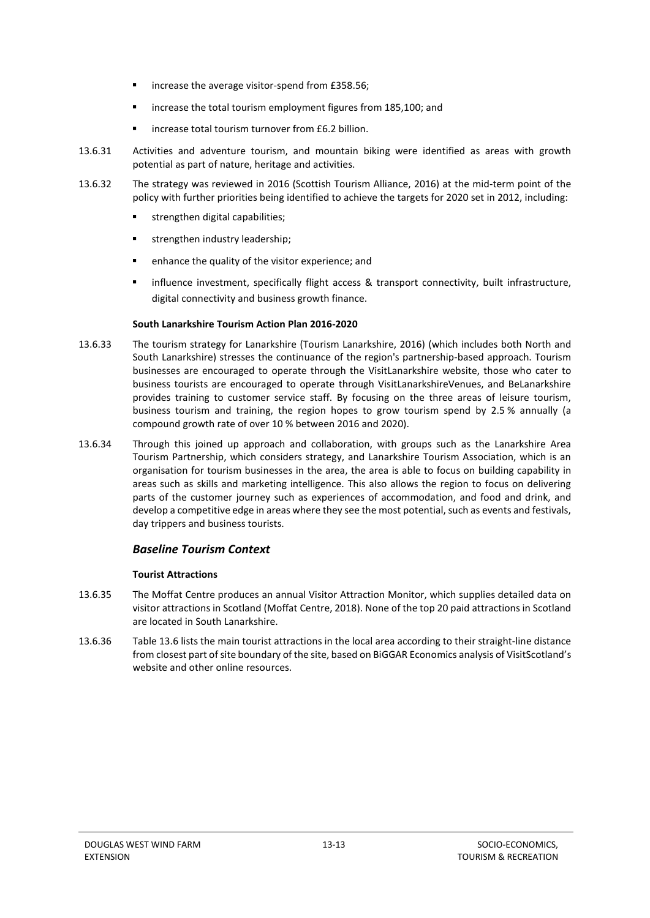- increase the average visitor-spend from £358.56;
- increase the total tourism employment figures from 185,100; and
- increase total tourism turnover from £6.2 billion.

13.6.31 Activities and adventure tourism, and mountain biking were identified as areas with growth potential as part of nature, heritage and activities.

13.6.32 The strategy was reviewed in 2016 (Scottish Tourism Alliance, 2016) at the mid-term point of the policy with further priorities being identified to achieve the targets for 2020 set in 2012, including:

- strengthen digital capabilities;
- strengthen industry leadership;
- enhance the quality of the visitor experience; and
- influence investment, specifically flight access & transport connectivity, built infrastructure, digital connectivity and business growth finance.

**South Lanarkshire Tourism Action Plan 2016-2020**

13.6.33 The tourism strategy for Lanarkshire (Tourism Lanarkshire, 2016) (which includes both North and South Lanarkshire) stresses the continuance of the region's partnership-based approach. Tourism businesses are encouraged to operate through the VisitLanarkshire website, those who cater to business tourists are encouraged to operate through VisitLanarkshireVenues, and BeLanarkshire provides training to customer service staff. By focusing on the three areas of leisure tourism, business tourism and training, the region hopes to grow tourism spend by 2.5 % annually (a compound growth rate of over 10 % between 2016 and 2020).

13.6.34 Through this joined up approach and collaboration, with groups such as the Lanarkshire Area Tourism Partnership, which considers strategy, and Lanarkshire Tourism Association, which is an organisation for tourism businesses in the area, the area is able to focus on building capability in areas such as skills and marketing intelligence. This also allows the region to focus on delivering parts of the customer journey such as experiences of accommodation, and food and drink, and develop a competitive edge in areas where they see the most potential, such as events and festivals, day trippers and business tourists.

### *Baseline Tourism Context*

**Tourist Attractions**

13.6.35 The Moffat Centre produces an annual Visitor Attraction Monitor, which supplies detailed data on visitor attractions in Scotland (Moffat Centre, 2018). None of the top 20 paid attractions in Scotland are located in South Lanarkshire.

13.6.36 Table 13.6 lists the main tourist attractions in the local area according to their straight-line distance from closest part of site boundary of the site, based on BiGGAR Economics analysis of VisitScotland's website and other online resources.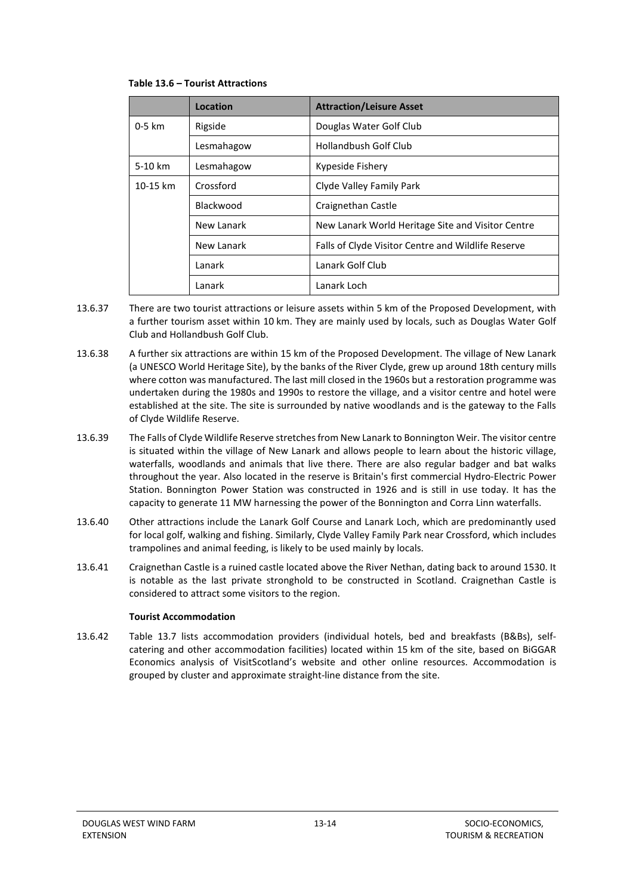**Table 13.6 – Tourist Attractions**

| | Location | Attraction/Leisure Asset |
|---|---|---|
| 0-5 km | Rigside | Douglas Water Golf Club |
| | Lesmahagow | Hollandbush Golf Club |
| 5-10 km | Lesmahagow | Kypeside Fishery |
| 10-15 km | Crossford | Clyde Valley Family Park |
| | Blackwood | Craignethan Castle |
| | New Lanark | New Lanark World Heritage Site and Visitor Centre |
| | New Lanark | Falls of Clyde Visitor Centre and Wildlife Reserve |
| | Lanark | Lanark Golf Club |
| | Lanark | Lanark Loch |

13.6.37 There are two tourist attractions or leisure assets within 5 km of the Proposed Development, with a further tourism asset within 10 km. They are mainly used by locals, such as Douglas Water Golf Club and Hollandbush Golf Club.

13.6.38 A further six attractions are within 15 km of the Proposed Development. The village of New Lanark (a UNESCO World Heritage Site), by the banks of the River Clyde, grew up around 18th century mills where cotton was manufactured. The last mill closed in the 1960s but a restoration programme was undertaken during the 1980s and 1990s to restore the village, and a visitor centre and hotel were established at the site. The site is surrounded by native woodlands and is the gateway to the Falls of Clyde Wildlife Reserve.

13.6.39 The Falls of Clyde Wildlife Reserve stretches from New Lanark to Bonnington Weir. The visitor centre is situated within the village of New Lanark and allows people to learn about the historic village, waterfalls, woodlands and animals that live there. There are also regular badger and bat walks throughout the year. Also located in the reserve is Britain's first commercial Hydro-Electric Power Station. Bonnington Power Station was constructed in 1926 and is still in use today. It has the capacity to generate 11 MW harnessing the power of the Bonnington and Corra Linn waterfalls.

13.6.40 Other attractions include the Lanark Golf Course and Lanark Loch, which are predominantly used for local golf, walking and fishing. Similarly, Clyde Valley Family Park near Crossford, which includes trampolines and animal feeding, is likely to be used mainly by locals.

13.6.41 Craignethan Castle is a ruined castle located above the River Nethan, dating back to around 1530. It is notable as the last private stronghold to be constructed in Scotland. Craignethan Castle is considered to attract some visitors to the region.

**Tourist Accommodation**

13.6.42 Table 13.7 lists accommodation providers (individual hotels, bed and breakfasts (B&Bs), self-catering and other accommodation facilities) located within 15 km of the site, based on BiGGAR Economics analysis of VisitScotland's website and other online resources. Accommodation is grouped by cluster and approximate straight-line distance from the site.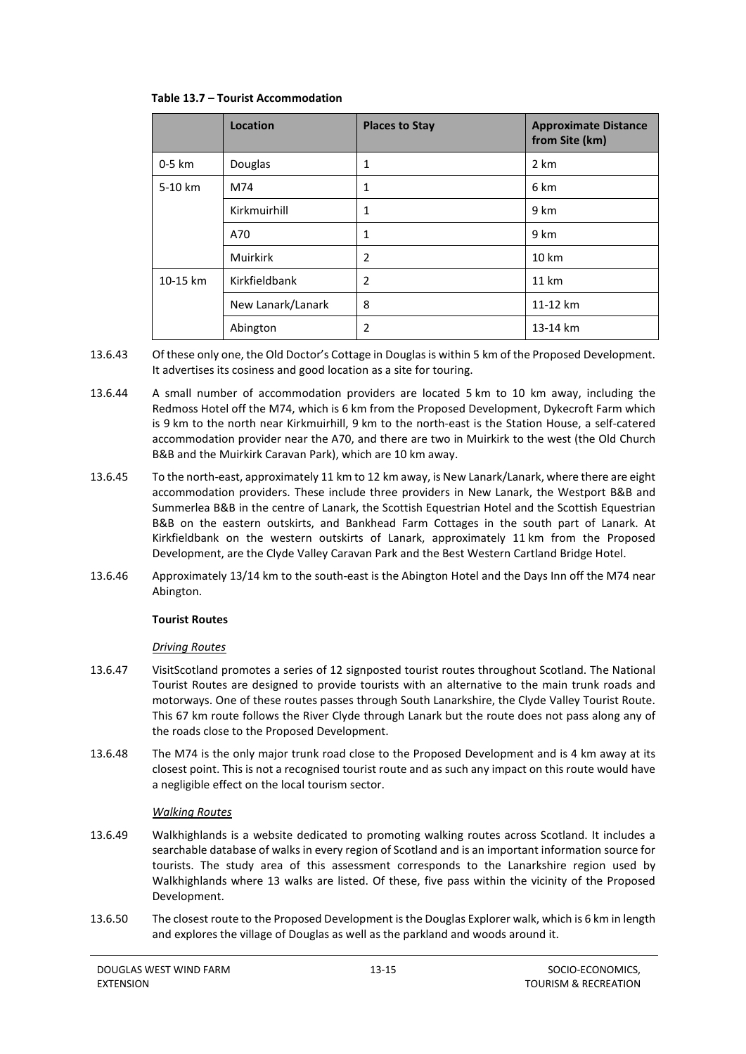**Table 13.7 – Tourist Accommodation**

| | Location | Places to Stay | Approximate Distance from Site (km) |
|---|---|---|---|
| 0-5 km | Douglas | 1 | 2 km |
| 5-10 km | M74 | 1 | 6 km |
| | Kirkmuirhill | 1 | 9 km |
| | A70 | 1 | 9 km |
| | Muirkirk | 2 | 10 km |
| 10-15 km | Kirkfieldbank | 2 | 11 km |
| | New Lanark/Lanark | 8 | 11-12 km |
| | Abington | 2 | 13-14 km |

13.6.43 Of these only one, the Old Doctor's Cottage in Douglas is within 5 km of the Proposed Development. It advertises its cosiness and good location as a site for touring.

13.6.44 A small number of accommodation providers are located 5 km to 10 km away, including the Redmoss Hotel off the M74, which is 6 km from the Proposed Development, Dykecroft Farm which is 9 km to the north near Kirkmuirhill, 9 km to the north-east is the Station House, a self-catered accommodation provider near the A70, and there are two in Muirkirk to the west (the Old Church B&B and the Muirkirk Caravan Park), which are 10 km away.

13.6.45 To the north-east, approximately 11 km to 12 km away, is New Lanark/Lanark, where there are eight accommodation providers. These include three providers in New Lanark, the Westport B&B and Summerlea B&B in the centre of Lanark, the Scottish Equestrian Hotel and the Scottish Equestrian B&B on the eastern outskirts, and Bankhead Farm Cottages in the south part of Lanark. At Kirkfieldbank on the western outskirts of Lanark, approximately 11 km from the Proposed Development, are the Clyde Valley Caravan Park and the Best Western Cartland Bridge Hotel.

13.6.46 Approximately 13/14 km to the south-east is the Abington Hotel and the Days Inn off the M74 near Abington.

**Tourist Routes**

*Driving Routes*

13.6.47 VisitScotland promotes a series of 12 signposted tourist routes throughout Scotland. The National Tourist Routes are designed to provide tourists with an alternative to the main trunk roads and motorways. One of these routes passes through South Lanarkshire, the Clyde Valley Tourist Route. This 67 km route follows the River Clyde through Lanark but the route does not pass along any of the roads close to the Proposed Development.

13.6.48 The M74 is the only major trunk road close to the Proposed Development and is 4 km away at its closest point. This is not a recognised tourist route and as such any impact on this route would have a negligible effect on the local tourism sector.

*Walking Routes*

13.6.49 Walkhighlands is a website dedicated to promoting walking routes across Scotland. It includes a searchable database of walks in every region of Scotland and is an important information source for tourists. The study area of this assessment corresponds to the Lanarkshire region used by Walkhighlands where 13 walks are listed. Of these, five pass within the vicinity of the Proposed Development.

13.6.50 The closest route to the Proposed Development is the Douglas Explorer walk, which is 6 km in length and explores the village of Douglas as well as the parkland and woods around it.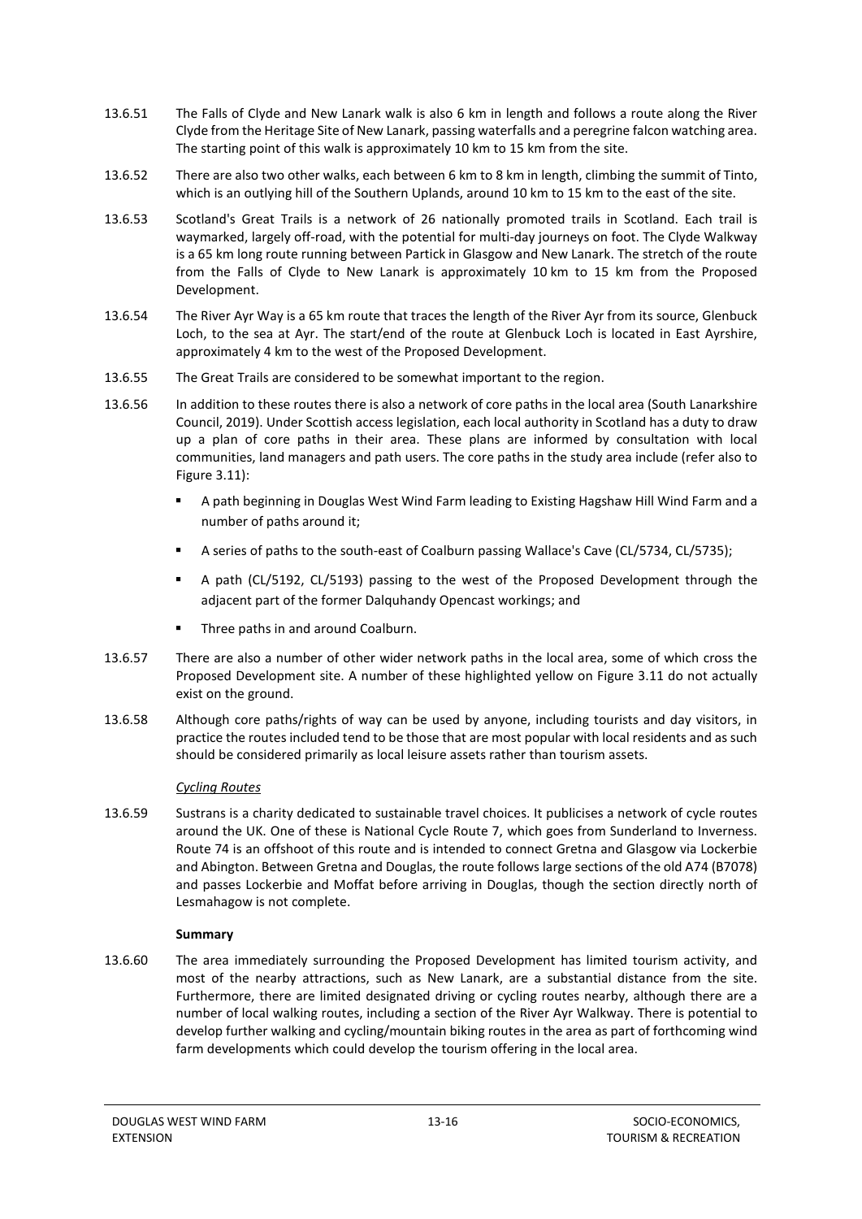13.6.51 The Falls of Clyde and New Lanark walk is also 6 km in length and follows a route along the River Clyde from the Heritage Site of New Lanark, passing waterfalls and a peregrine falcon watching area. The starting point of this walk is approximately 10 km to 15 km from the site.

13.6.52 There are also two other walks, each between 6 km to 8 km in length, climbing the summit of Tinto, which is an outlying hill of the Southern Uplands, around 10 km to 15 km to the east of the site.

13.6.53 Scotland's Great Trails is a network of 26 nationally promoted trails in Scotland. Each trail is waymarked, largely off-road, with the potential for multi-day journeys on foot. The Clyde Walkway is a 65 km long route running between Partick in Glasgow and New Lanark. The stretch of the route from the Falls of Clyde to New Lanark is approximately 10 km to 15 km from the Proposed Development.

13.6.54 The River Ayr Way is a 65 km route that traces the length of the River Ayr from its source, Glenbuck Loch, to the sea at Ayr. The start/end of the route at Glenbuck Loch is located in East Ayrshire, approximately 4 km to the west of the Proposed Development.

13.6.55 The Great Trails are considered to be somewhat important to the region.

13.6.56 In addition to these routes there is also a network of core paths in the local area (South Lanarkshire Council, 2019). Under Scottish access legislation, each local authority in Scotland has a duty to draw up a plan of core paths in their area. These plans are informed by consultation with local communities, land managers and path users. The core paths in the study area include (refer also to Figure 3.11):

- A path beginning in Douglas West Wind Farm leading to Existing Hagshaw Hill Wind Farm and a number of paths around it;
- A series of paths to the south-east of Coalburn passing Wallace's Cave (CL/5734, CL/5735);
- A path (CL/5192, CL/5193) passing to the west of the Proposed Development through the adjacent part of the former Dalquhandy Opencast workings; and
- Three paths in and around Coalburn.

13.6.57 There are also a number of other wider network paths in the local area, some of which cross the Proposed Development site. A number of these highlighted yellow on Figure 3.11 do not actually exist on the ground.

13.6.58 Although core paths/rights of way can be used by anyone, including tourists and day visitors, in practice the routes included tend to be those that are most popular with local residents and as such should be considered primarily as local leisure assets rather than tourism assets.

*Cycling Routes*

13.6.59 Sustrans is a charity dedicated to sustainable travel choices. It publicises a network of cycle routes around the UK. One of these is National Cycle Route 7, which goes from Sunderland to Inverness. Route 74 is an offshoot of this route and is intended to connect Gretna and Glasgow via Lockerbie and Abington. Between Gretna and Douglas, the route follows large sections of the old A74 (B7078) and passes Lockerbie and Moffat before arriving in Douglas, though the section directly north of Lesmahagow is not complete.

**Summary**

13.6.60 The area immediately surrounding the Proposed Development has limited tourism activity, and most of the nearby attractions, such as New Lanark, are a substantial distance from the site. Furthermore, there are limited designated driving or cycling routes nearby, although there are a number of local walking routes, including a section of the River Ayr Walkway. There is potential to develop further walking and cycling/mountain biking routes in the area as part of forthcoming wind farm developments which could develop the tourism offering in the local area.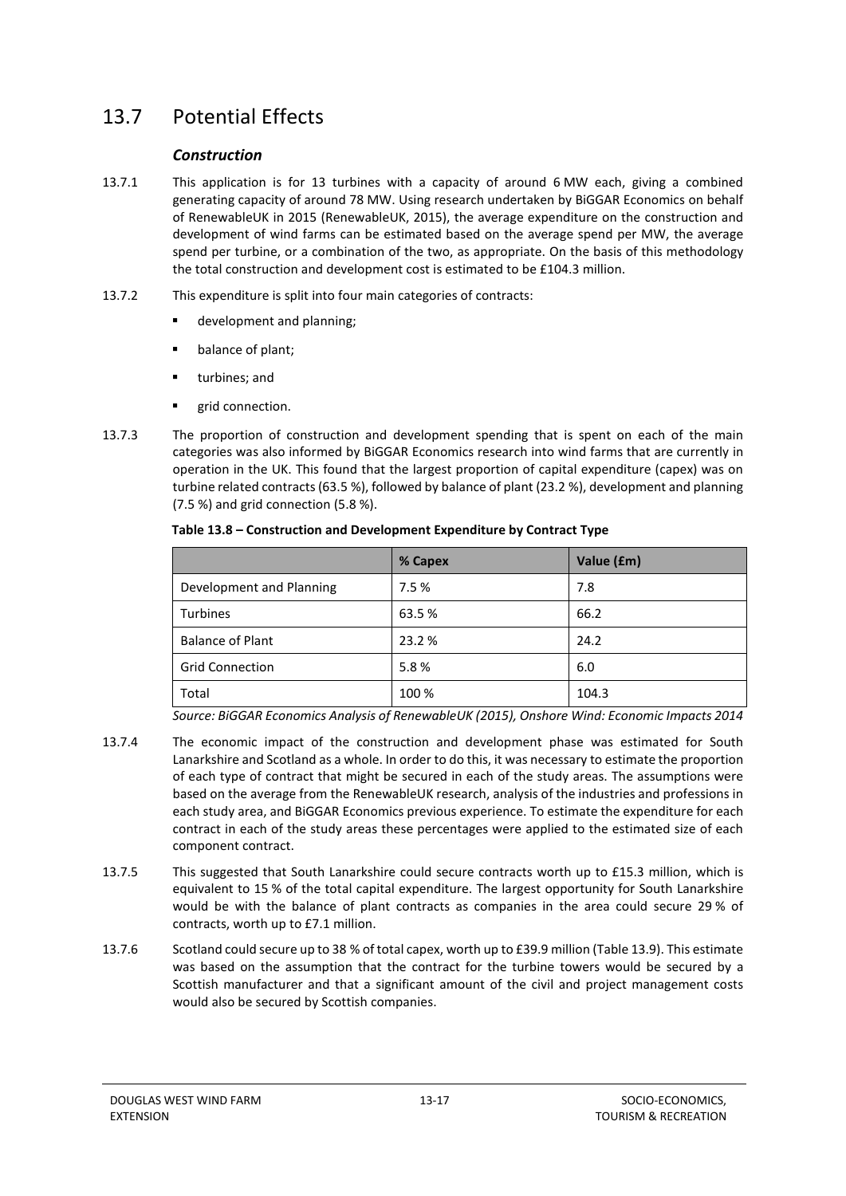## 13.7 Potential Effects

### *Construction*

13.7.1 This application is for 13 turbines with a capacity of around 6 MW each, giving a combined generating capacity of around 78 MW. Using research undertaken by BiGGAR Economics on behalf of RenewableUK in 2015 (RenewableUK, 2015), the average expenditure on the construction and development of wind farms can be estimated based on the average spend per MW, the average spend per turbine, or a combination of the two, as appropriate. On the basis of this methodology the total construction and development cost is estimated to be £104.3 million.

13.7.2 This expenditure is split into four main categories of contracts:

- development and planning;
- balance of plant;
- turbines; and
- grid connection.

13.7.3 The proportion of construction and development spending that is spent on each of the main categories was also informed by BiGGAR Economics research into wind farms that are currently in operation in the UK. This found that the largest proportion of capital expenditure (capex) was on turbine related contracts (63.5 %), followed by balance of plant (23.2 %), development and planning (7.5 %) and grid connection (5.8 %).

**Table 13.8 – Construction and Development Expenditure by Contract Type**

| | % Capex | Value (£m) |
|---|---|---|
| Development and Planning | 7.5 % | 7.8 |
| Turbines | 63.5 % | 66.2 |
| Balance of Plant | 23.2 % | 24.2 |
| Grid Connection | 5.8 % | 6.0 |
| Total | 100 % | 104.3 |

*Source: BiGGAR Economics Analysis of RenewableUK (2015), Onshore Wind: Economic Impacts 2014*

13.7.4 The economic impact of the construction and development phase was estimated for South Lanarkshire and Scotland as a whole. In order to do this, it was necessary to estimate the proportion of each type of contract that might be secured in each of the study areas. The assumptions were based on the average from the RenewableUK research, analysis of the industries and professions in each study area, and BiGGAR Economics previous experience. To estimate the expenditure for each contract in each of the study areas these percentages were applied to the estimated size of each component contract.

13.7.5 This suggested that South Lanarkshire could secure contracts worth up to £15.3 million, which is equivalent to 15 % of the total capital expenditure. The largest opportunity for South Lanarkshire would be with the balance of plant contracts as companies in the area could secure 29 % of contracts, worth up to £7.1 million.

13.7.6 Scotland could secure up to 38 % of total capex, worth up to £39.9 million (Table 13.9). This estimate was based on the assumption that the contract for the turbine towers would be secured by a Scottish manufacturer and that a significant amount of the civil and project management costs would also be secured by Scottish companies.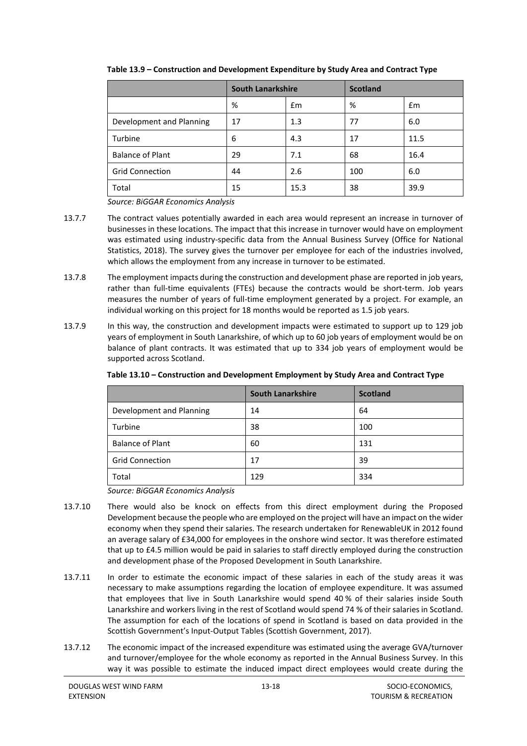**Table 13.9 – Construction and Development Expenditure by Study Area and Contract Type**

| | South Lanarkshire | | Scotland | |
|---|---|---|---|---|
| | % | £m | % | £m |
| Development and Planning | 17 | 1.3 | 77 | 6.0 |
| Turbine | 6 | 4.3 | 17 | 11.5 |
| Balance of Plant | 29 | 7.1 | 68 | 16.4 |
| Grid Connection | 44 | 2.6 | 100 | 6.0 |
| Total | 15 | 15.3 | 38 | 39.9 |

*Source: BiGGAR Economics Analysis*

13.7.7 The contract values potentially awarded in each area would represent an increase in turnover of businesses in these locations. The impact that this increase in turnover would have on employment was estimated using industry-specific data from the Annual Business Survey (Office for National Statistics, 2018). The survey gives the turnover per employee for each of the industries involved, which allows the employment from any increase in turnover to be estimated.

13.7.8 The employment impacts during the construction and development phase are reported in job years, rather than full-time equivalents (FTEs) because the contracts would be short-term. Job years measures the number of years of full-time employment generated by a project. For example, an individual working on this project for 18 months would be reported as 1.5 job years.

13.7.9 In this way, the construction and development impacts were estimated to support up to 129 job years of employment in South Lanarkshire, of which up to 60 job years of employment would be on balance of plant contracts. It was estimated that up to 334 job years of employment would be supported across Scotland.

**Table 13.10 – Construction and Development Employment by Study Area and Contract Type**

| | South Lanarkshire | Scotland |
|---|---|---|
| Development and Planning | 14 | 64 |
| Turbine | 38 | 100 |
| Balance of Plant | 60 | 131 |
| Grid Connection | 17 | 39 |
| Total | 129 | 334 |

*Source: BiGGAR Economics Analysis*

13.7.10 There would also be knock on effects from this direct employment during the Proposed Development because the people who are employed on the project will have an impact on the wider economy when they spend their salaries. The research undertaken for RenewableUK in 2012 found an average salary of £34,000 for employees in the onshore wind sector. It was therefore estimated that up to £4.5 million would be paid in salaries to staff directly employed during the construction and development phase of the Proposed Development in South Lanarkshire.

13.7.11 In order to estimate the economic impact of these salaries in each of the study areas it was necessary to make assumptions regarding the location of employee expenditure. It was assumed that employees that live in South Lanarkshire would spend 40 % of their salaries inside South Lanarkshire and workers living in the rest of Scotland would spend 74 % of their salaries in Scotland. The assumption for each of the locations of spend in Scotland is based on data provided in the Scottish Government's Input-Output Tables (Scottish Government, 2017).

13.7.12 The economic impact of the increased expenditure was estimated using the average GVA/turnover and turnover/employee for the whole economy as reported in the Annual Business Survey. In this way it was possible to estimate the induced impact direct employees would create during the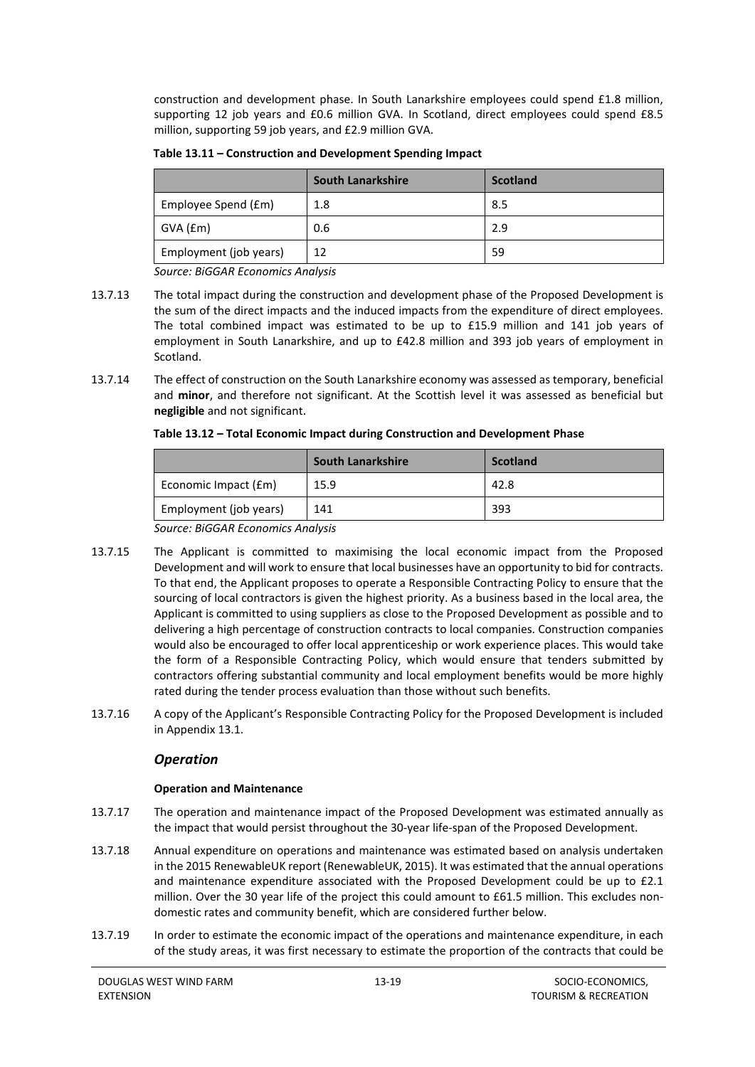construction and development phase. In South Lanarkshire employees could spend £1.8 million, supporting 12 job years and £0.6 million GVA. In Scotland, direct employees could spend £8.5 million, supporting 59 job years, and £2.9 million GVA.

**Table 13.11 – Construction and Development Spending Impact**

| | South Lanarkshire | Scotland |
|---|---|---|
| Employee Spend (£m) | 1.8 | 8.5 |
| GVA (£m) | 0.6 | 2.9 |
| Employment (job years) | 12 | 59 |

*Source: BiGGAR Economics Analysis*

13.7.13 The total impact during the construction and development phase of the Proposed Development is the sum of the direct impacts and the induced impacts from the expenditure of direct employees. The total combined impact was estimated to be up to £15.9 million and 141 job years of employment in South Lanarkshire, and up to £42.8 million and 393 job years of employment in Scotland.

13.7.14 The effect of construction on the South Lanarkshire economy was assessed as temporary, beneficial and **minor**, and therefore not significant. At the Scottish level it was assessed as beneficial but **negligible** and not significant.

**Table 13.12 – Total Economic Impact during Construction and Development Phase**

| | South Lanarkshire | Scotland |
|---|---|---|
| Economic Impact (£m) | 15.9 | 42.8 |
| Employment (job years) | 141 | 393 |

*Source: BiGGAR Economics Analysis*

13.7.15 The Applicant is committed to maximising the local economic impact from the Proposed Development and will work to ensure that local businesses have an opportunity to bid for contracts. To that end, the Applicant proposes to operate a Responsible Contracting Policy to ensure that the sourcing of local contractors is given the highest priority. As a business based in the local area, the Applicant is committed to using suppliers as close to the Proposed Development as possible and to delivering a high percentage of construction contracts to local companies. Construction companies would also be encouraged to offer local apprenticeship or work experience places. This would take the form of a Responsible Contracting Policy, which would ensure that tenders submitted by contractors offering substantial community and local employment benefits would be more highly rated during the tender process evaluation than those without such benefits.

13.7.16 A copy of the Applicant's Responsible Contracting Policy for the Proposed Development is included in Appendix 13.1.

### *Operation*

#### Operation and Maintenance

13.7.17 The operation and maintenance impact of the Proposed Development was estimated annually as the impact that would persist throughout the 30-year life-span of the Proposed Development.

13.7.18 Annual expenditure on operations and maintenance was estimated based on analysis undertaken in the 2015 RenewableUK report (RenewableUK, 2015). It was estimated that the annual operations and maintenance expenditure associated with the Proposed Development could be up to £2.1 million. Over the 30 year life of the project this could amount to £61.5 million. This excludes non-domestic rates and community benefit, which are considered further below.

13.7.19 In order to estimate the economic impact of the operations and maintenance expenditure, in each of the study areas, it was first necessary to estimate the proportion of the contracts that could be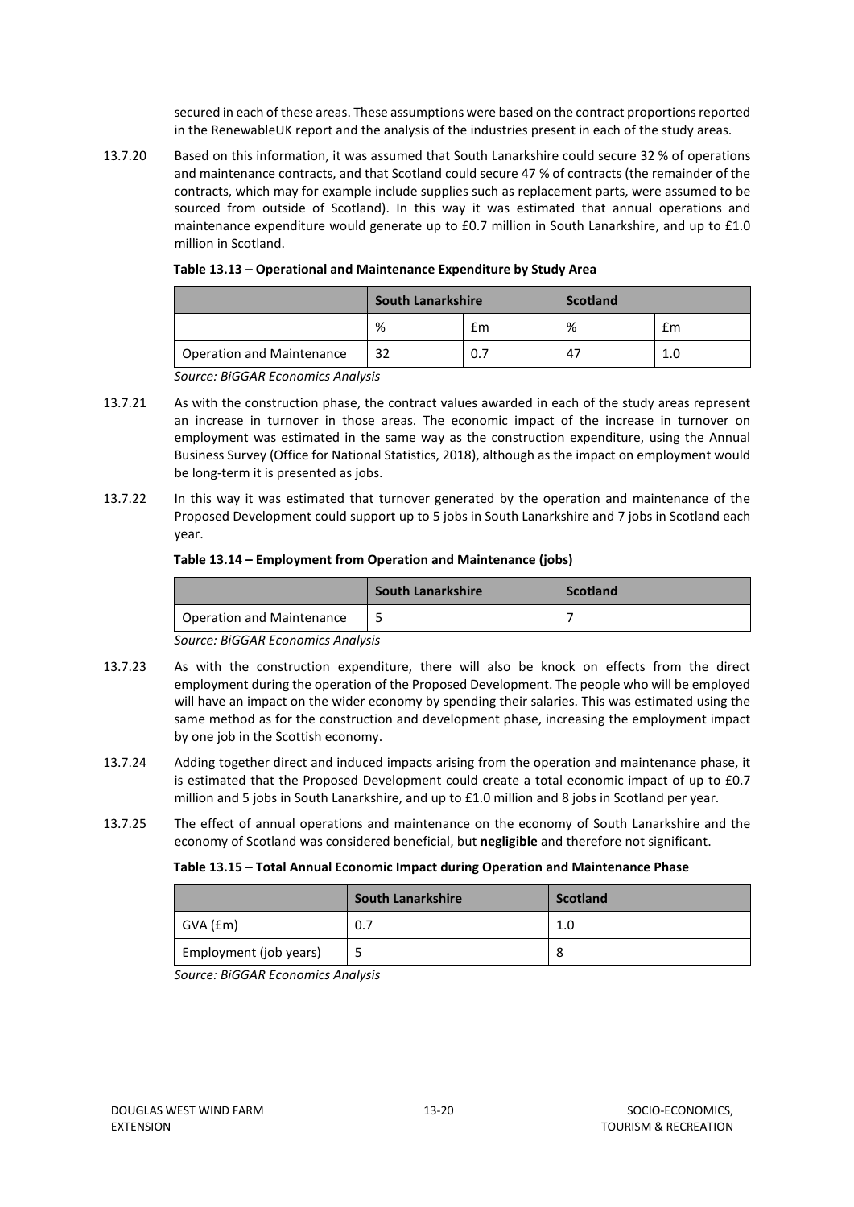secured in each of these areas. These assumptions were based on the contract proportions reported in the RenewableUK report and the analysis of the industries present in each of the study areas.

13.7.20 Based on this information, it was assumed that South Lanarkshire could secure 32 % of operations and maintenance contracts, and that Scotland could secure 47 % of contracts (the remainder of the contracts, which may for example include supplies such as replacement parts, were assumed to be sourced from outside of Scotland). In this way it was estimated that annual operations and maintenance expenditure would generate up to £0.7 million in South Lanarkshire, and up to £1.0 million in Scotland.

**Table 13.13 – Operational and Maintenance Expenditure by Study Area**

| | South Lanarkshire | | Scotland | |
|---|---|---|---|---|
| | % | £m | % | £m |
| Operation and Maintenance | 32 | 0.7 | 47 | 1.0 |

*Source: BiGGAR Economics Analysis*

13.7.21 As with the construction phase, the contract values awarded in each of the study areas represent an increase in turnover in those areas. The economic impact of the increase in turnover on employment was estimated in the same way as the construction expenditure, using the Annual Business Survey (Office for National Statistics, 2018), although as the impact on employment would be long-term it is presented as jobs.

13.7.22 In this way it was estimated that turnover generated by the operation and maintenance of the Proposed Development could support up to 5 jobs in South Lanarkshire and 7 jobs in Scotland each year.

**Table 13.14 – Employment from Operation and Maintenance (jobs)**

| | South Lanarkshire | Scotland |
|---|---|---|
| Operation and Maintenance | 5 | 7 |

*Source: BiGGAR Economics Analysis*

13.7.23 As with the construction expenditure, there will also be knock on effects from the direct employment during the operation of the Proposed Development. The people who will be employed will have an impact on the wider economy by spending their salaries. This was estimated using the same method as for the construction and development phase, increasing the employment impact by one job in the Scottish economy.

13.7.24 Adding together direct and induced impacts arising from the operation and maintenance phase, it is estimated that the Proposed Development could create a total economic impact of up to £0.7 million and 5 jobs in South Lanarkshire, and up to £1.0 million and 8 jobs in Scotland per year.

13.7.25 The effect of annual operations and maintenance on the economy of South Lanarkshire and the economy of Scotland was considered beneficial, but **negligible** and therefore not significant.

**Table 13.15 – Total Annual Economic Impact during Operation and Maintenance Phase**

| | South Lanarkshire | Scotland |
|---|---|---|
| GVA (£m) | 0.7 | 1.0 |
| Employment (job years) | 5 | 8 |

*Source: BiGGAR Economics Analysis*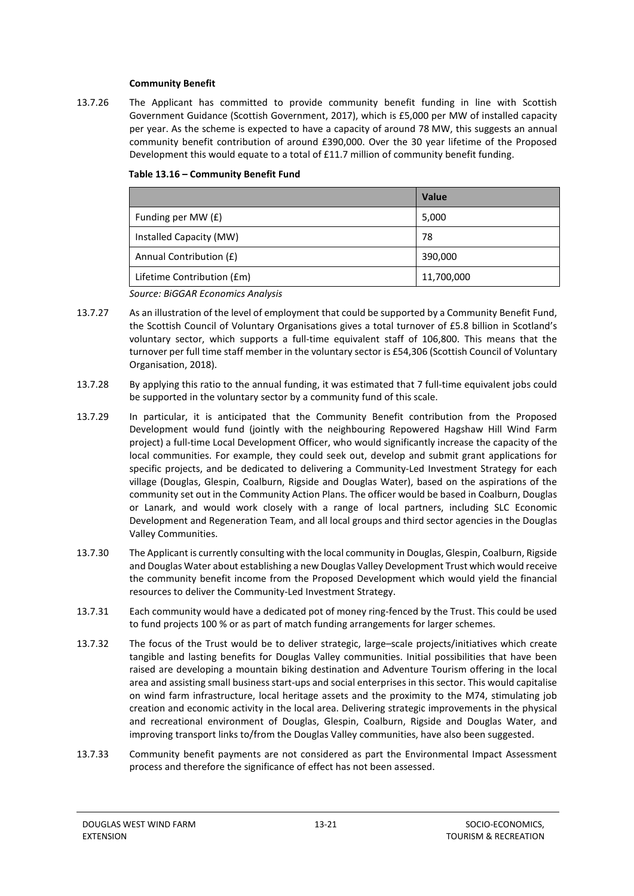**Community Benefit**

13.7.26 The Applicant has committed to provide community benefit funding in line with Scottish Government Guidance (Scottish Government, 2017), which is £5,000 per MW of installed capacity per year. As the scheme is expected to have a capacity of around 78 MW, this suggests an annual community benefit contribution of around £390,000. Over the 30 year lifetime of the Proposed Development this would equate to a total of £11.7 million of community benefit funding.

**Table 13.16 – Community Benefit Fund**

| | Value |
|---|---|
| Funding per MW (£) | 5,000 |
| Installed Capacity (MW) | 78 |
| Annual Contribution (£) | 390,000 |
| Lifetime Contribution (£m) | 11,700,000 |

*Source: BiGGAR Economics Analysis*

13.7.27 As an illustration of the level of employment that could be supported by a Community Benefit Fund, the Scottish Council of Voluntary Organisations gives a total turnover of £5.8 billion in Scotland's voluntary sector, which supports a full-time equivalent staff of 106,800. This means that the turnover per full time staff member in the voluntary sector is £54,306 (Scottish Council of Voluntary Organisation, 2018).

13.7.28 By applying this ratio to the annual funding, it was estimated that 7 full-time equivalent jobs could be supported in the voluntary sector by a community fund of this scale.

13.7.29 In particular, it is anticipated that the Community Benefit contribution from the Proposed Development would fund (jointly with the neighbouring Repowered Hagshaw Hill Wind Farm project) a full-time Local Development Officer, who would significantly increase the capacity of the local communities. For example, they could seek out, develop and submit grant applications for specific projects, and be dedicated to delivering a Community-Led Investment Strategy for each village (Douglas, Glespin, Coalburn, Rigside and Douglas Water), based on the aspirations of the community set out in the Community Action Plans. The officer would be based in Coalburn, Douglas or Lanark, and would work closely with a range of local partners, including SLC Economic Development and Regeneration Team, and all local groups and third sector agencies in the Douglas Valley Communities.

13.7.30 The Applicant is currently consulting with the local community in Douglas, Glespin, Coalburn, Rigside and Douglas Water about establishing a new Douglas Valley Development Trust which would receive the community benefit income from the Proposed Development which would yield the financial resources to deliver the Community-Led Investment Strategy.

13.7.31 Each community would have a dedicated pot of money ring-fenced by the Trust. This could be used to fund projects 100 % or as part of match funding arrangements for larger schemes.

13.7.32 The focus of the Trust would be to deliver strategic, large–scale projects/initiatives which create tangible and lasting benefits for Douglas Valley communities. Initial possibilities that have been raised are developing a mountain biking destination and Adventure Tourism offering in the local area and assisting small business start-ups and social enterprises in this sector. This would capitalise on wind farm infrastructure, local heritage assets and the proximity to the M74, stimulating job creation and economic activity in the local area. Delivering strategic improvements in the physical and recreational environment of Douglas, Glespin, Coalburn, Rigside and Douglas Water, and improving transport links to/from the Douglas Valley communities, have also been suggested.

13.7.33 Community benefit payments are not considered as part the Environmental Impact Assessment process and therefore the significance of effect has not been assessed.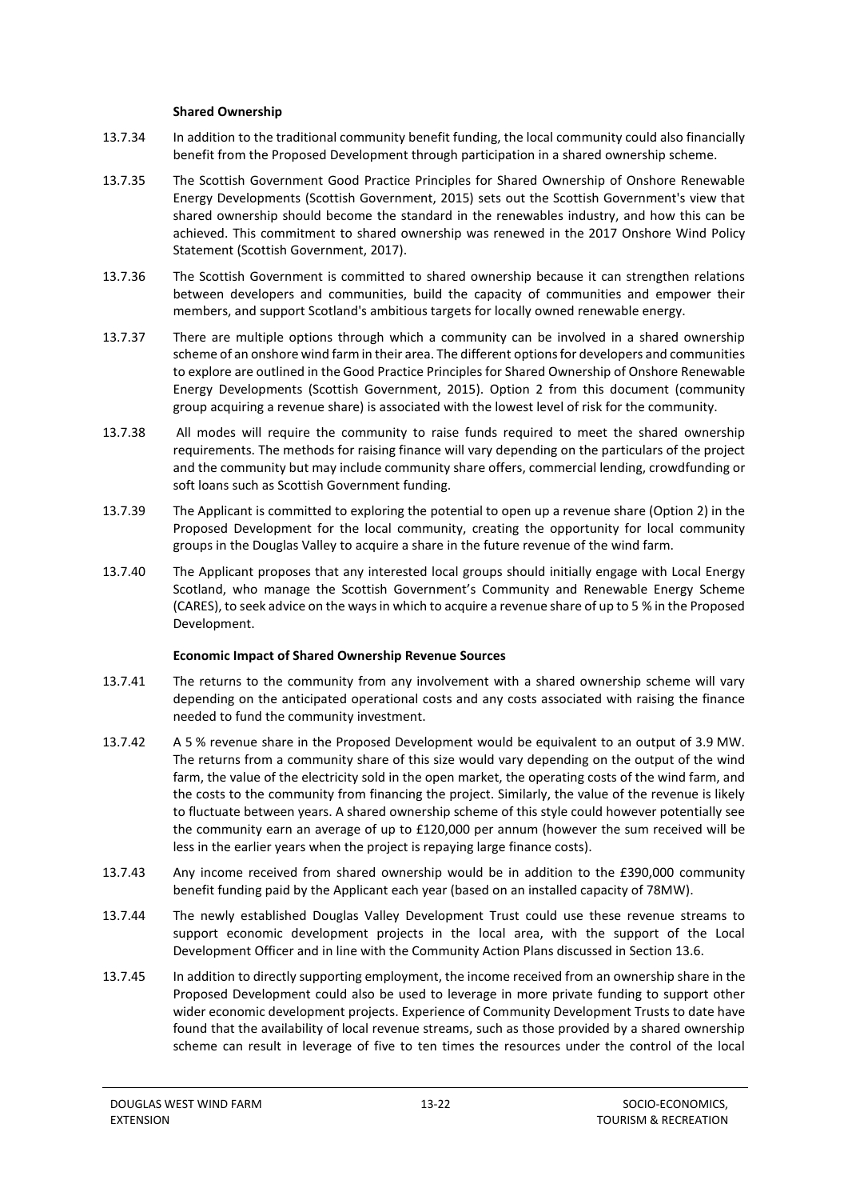**Shared Ownership**

13.7.34 In addition to the traditional community benefit funding, the local community could also financially benefit from the Proposed Development through participation in a shared ownership scheme.

13.7.35 The Scottish Government Good Practice Principles for Shared Ownership of Onshore Renewable Energy Developments (Scottish Government, 2015) sets out the Scottish Government's view that shared ownership should become the standard in the renewables industry, and how this can be achieved. This commitment to shared ownership was renewed in the 2017 Onshore Wind Policy Statement (Scottish Government, 2017).

13.7.36 The Scottish Government is committed to shared ownership because it can strengthen relations between developers and communities, build the capacity of communities and empower their members, and support Scotland's ambitious targets for locally owned renewable energy.

13.7.37 There are multiple options through which a community can be involved in a shared ownership scheme of an onshore wind farm in their area. The different options for developers and communities to explore are outlined in the Good Practice Principles for Shared Ownership of Onshore Renewable Energy Developments (Scottish Government, 2015). Option 2 from this document (community group acquiring a revenue share) is associated with the lowest level of risk for the community.

13.7.38 All modes will require the community to raise funds required to meet the shared ownership requirements. The methods for raising finance will vary depending on the particulars of the project and the community but may include community share offers, commercial lending, crowdfunding or soft loans such as Scottish Government funding.

13.7.39 The Applicant is committed to exploring the potential to open up a revenue share (Option 2) in the Proposed Development for the local community, creating the opportunity for local community groups in the Douglas Valley to acquire a share in the future revenue of the wind farm.

13.7.40 The Applicant proposes that any interested local groups should initially engage with Local Energy Scotland, who manage the Scottish Government's Community and Renewable Energy Scheme (CARES), to seek advice on the ways in which to acquire a revenue share of up to 5 % in the Proposed Development.

**Economic Impact of Shared Ownership Revenue Sources**

13.7.41 The returns to the community from any involvement with a shared ownership scheme will vary depending on the anticipated operational costs and any costs associated with raising the finance needed to fund the community investment.

13.7.42 A 5 % revenue share in the Proposed Development would be equivalent to an output of 3.9 MW. The returns from a community share of this size would vary depending on the output of the wind farm, the value of the electricity sold in the open market, the operating costs of the wind farm, and the costs to the community from financing the project. Similarly, the value of the revenue is likely to fluctuate between years. A shared ownership scheme of this style could however potentially see the community earn an average of up to £120,000 per annum (however the sum received will be less in the earlier years when the project is repaying large finance costs).

13.7.43 Any income received from shared ownership would be in addition to the £390,000 community benefit funding paid by the Applicant each year (based on an installed capacity of 78MW).

13.7.44 The newly established Douglas Valley Development Trust could use these revenue streams to support economic development projects in the local area, with the support of the Local Development Officer and in line with the Community Action Plans discussed in Section 13.6.

13.7.45 In addition to directly supporting employment, the income received from an ownership share in the Proposed Development could also be used to leverage in more private funding to support other wider economic development projects. Experience of Community Development Trusts to date have found that the availability of local revenue streams, such as those provided by a shared ownership scheme can result in leverage of five to ten times the resources under the control of the local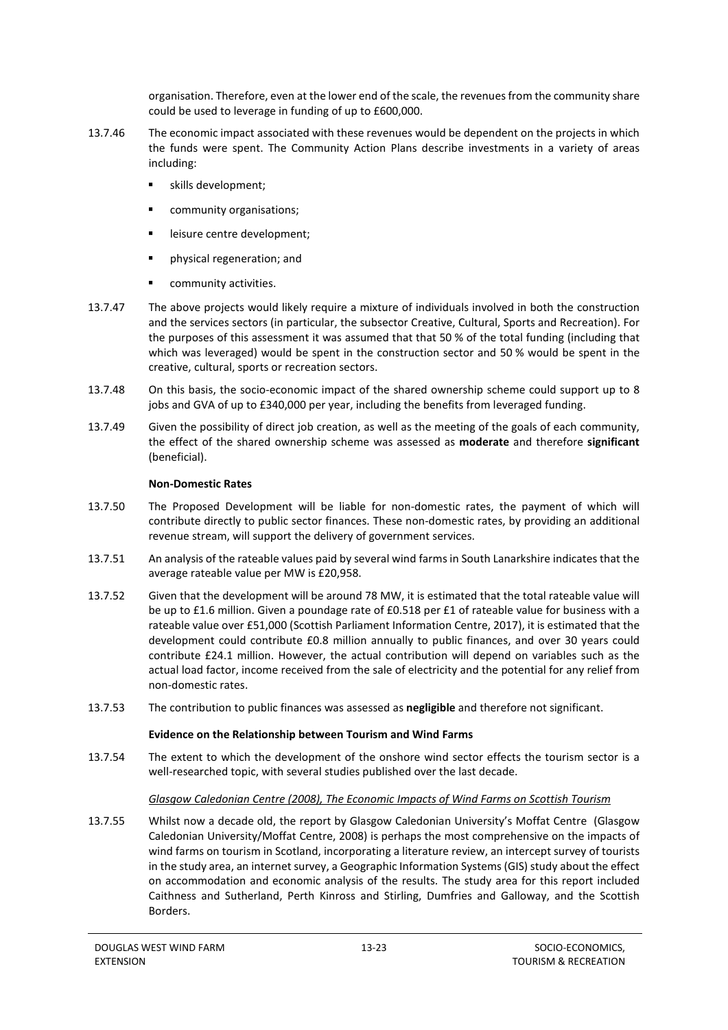organisation. Therefore, even at the lower end of the scale, the revenues from the community share could be used to leverage in funding of up to £600,000.

13.7.46 The economic impact associated with these revenues would be dependent on the projects in which the funds were spent. The Community Action Plans describe investments in a variety of areas including:

- skills development;
- community organisations;
- leisure centre development;
- physical regeneration; and
- community activities.

13.7.47 The above projects would likely require a mixture of individuals involved in both the construction and the services sectors (in particular, the subsector Creative, Cultural, Sports and Recreation). For the purposes of this assessment it was assumed that that 50 % of the total funding (including that which was leveraged) would be spent in the construction sector and 50 % would be spent in the creative, cultural, sports or recreation sectors.

13.7.48 On this basis, the socio-economic impact of the shared ownership scheme could support up to 8 jobs and GVA of up to £340,000 per year, including the benefits from leveraged funding.

13.7.49 Given the possibility of direct job creation, as well as the meeting of the goals of each community, the effect of the shared ownership scheme was assessed as **moderate** and therefore **significant** (beneficial).

**Non-Domestic Rates**

13.7.50 The Proposed Development will be liable for non-domestic rates, the payment of which will contribute directly to public sector finances. These non-domestic rates, by providing an additional revenue stream, will support the delivery of government services.

13.7.51 An analysis of the rateable values paid by several wind farms in South Lanarkshire indicates that the average rateable value per MW is £20,958.

13.7.52 Given that the development will be around 78 MW, it is estimated that the total rateable value will be up to £1.6 million. Given a poundage rate of £0.518 per £1 of rateable value for business with a rateable value over £51,000 (Scottish Parliament Information Centre, 2017), it is estimated that the development could contribute £0.8 million annually to public finances, and over 30 years could contribute £24.1 million. However, the actual contribution will depend on variables such as the actual load factor, income received from the sale of electricity and the potential for any relief from non-domestic rates.

13.7.53 The contribution to public finances was assessed as **negligible** and therefore not significant.

**Evidence on the Relationship between Tourism and Wind Farms**

13.7.54 The extent to which the development of the onshore wind sector effects the tourism sector is a well-researched topic, with several studies published over the last decade.

*Glasgow Caledonian Centre (2008), The Economic Impacts of Wind Farms on Scottish Tourism*

13.7.55 Whilst now a decade old, the report by Glasgow Caledonian University's Moffat Centre (Glasgow Caledonian University/Moffat Centre, 2008) is perhaps the most comprehensive on the impacts of wind farms on tourism in Scotland, incorporating a literature review, an intercept survey of tourists in the study area, an internet survey, a Geographic Information Systems (GIS) study about the effect on accommodation and economic analysis of the results. The study area for this report included Caithness and Sutherland, Perth Kinross and Stirling, Dumfries and Galloway, and the Scottish Borders.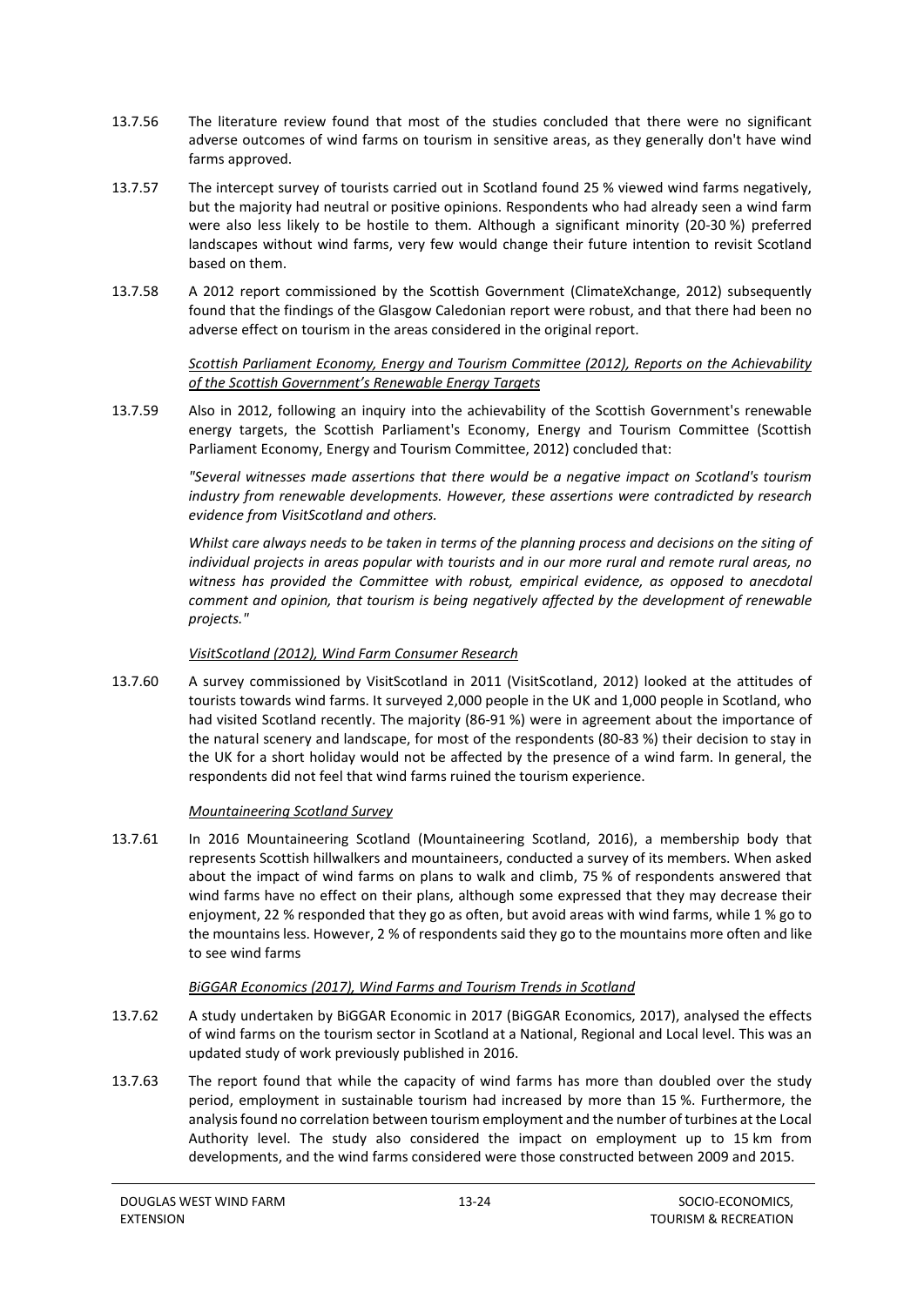13.7.56 The literature review found that most of the studies concluded that there were no significant adverse outcomes of wind farms on tourism in sensitive areas, as they generally don't have wind farms approved.

13.7.57 The intercept survey of tourists carried out in Scotland found 25 % viewed wind farms negatively, but the majority had neutral or positive opinions. Respondents who had already seen a wind farm were also less likely to be hostile to them. Although a significant minority (20-30 %) preferred landscapes without wind farms, very few would change their future intention to revisit Scotland based on them.

13.7.58 A 2012 report commissioned by the Scottish Government (ClimateXchange, 2012) subsequently found that the findings of the Glasgow Caledonian report were robust, and that there had been no adverse effect on tourism in the areas considered in the original report.

*Scottish Parliament Economy, Energy and Tourism Committee (2012), Reports on the Achievability of the Scottish Government's Renewable Energy Targets*

13.7.59 Also in 2012, following an inquiry into the achievability of the Scottish Government's renewable energy targets, the Scottish Parliament's Economy, Energy and Tourism Committee (Scottish Parliament Economy, Energy and Tourism Committee, 2012) concluded that:

*"Several witnesses made assertions that there would be a negative impact on Scotland's tourism industry from renewable developments. However, these assertions were contradicted by research evidence from VisitScotland and others.*

*Whilst care always needs to be taken in terms of the planning process and decisions on the siting of individual projects in areas popular with tourists and in our more rural and remote rural areas, no witness has provided the Committee with robust, empirical evidence, as opposed to anecdotal comment and opinion, that tourism is being negatively affected by the development of renewable projects."*

*VisitScotland (2012), Wind Farm Consumer Research*

13.7.60 A survey commissioned by VisitScotland in 2011 (VisitScotland, 2012) looked at the attitudes of tourists towards wind farms. It surveyed 2,000 people in the UK and 1,000 people in Scotland, who had visited Scotland recently. The majority (86-91 %) were in agreement about the importance of the natural scenery and landscape, for most of the respondents (80-83 %) their decision to stay in the UK for a short holiday would not be affected by the presence of a wind farm. In general, the respondents did not feel that wind farms ruined the tourism experience.

*Mountaineering Scotland Survey*

13.7.61 In 2016 Mountaineering Scotland (Mountaineering Scotland, 2016), a membership body that represents Scottish hillwalkers and mountaineers, conducted a survey of its members. When asked about the impact of wind farms on plans to walk and climb, 75 % of respondents answered that wind farms have no effect on their plans, although some expressed that they may decrease their enjoyment, 22 % responded that they go as often, but avoid areas with wind farms, while 1 % go to the mountains less. However, 2 % of respondents said they go to the mountains more often and like to see wind farms

*BiGGAR Economics (2017), Wind Farms and Tourism Trends in Scotland*

13.7.62 A study undertaken by BiGGAR Economic in 2017 (BiGGAR Economics, 2017), analysed the effects of wind farms on the tourism sector in Scotland at a National, Regional and Local level. This was an updated study of work previously published in 2016.

13.7.63 The report found that while the capacity of wind farms has more than doubled over the study period, employment in sustainable tourism had increased by more than 15 %. Furthermore, the analysis found no correlation between tourism employment and the number of turbines at the Local Authority level. The study also considered the impact on employment up to 15 km from developments, and the wind farms considered were those constructed between 2009 and 2015.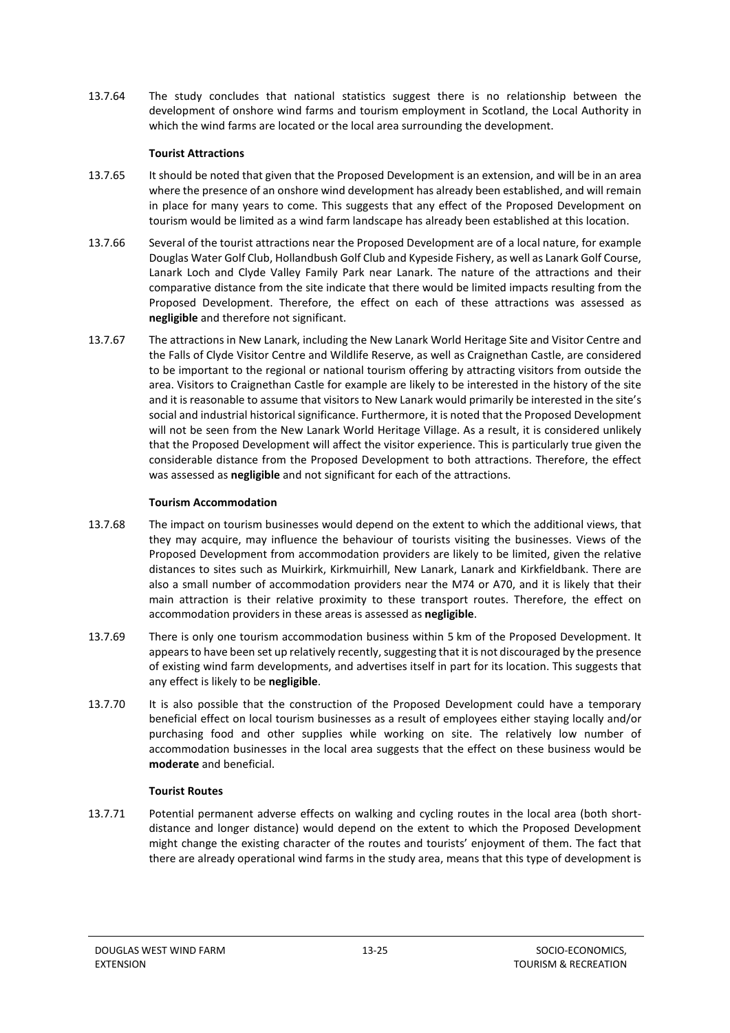13.7.64 The study concludes that national statistics suggest there is no relationship between the development of onshore wind farms and tourism employment in Scotland, the Local Authority in which the wind farms are located or the local area surrounding the development.

**Tourist Attractions**

13.7.65 It should be noted that given that the Proposed Development is an extension, and will be in an area where the presence of an onshore wind development has already been established, and will remain in place for many years to come. This suggests that any effect of the Proposed Development on tourism would be limited as a wind farm landscape has already been established at this location.

13.7.66 Several of the tourist attractions near the Proposed Development are of a local nature, for example Douglas Water Golf Club, Hollandbush Golf Club and Kypeside Fishery, as well as Lanark Golf Course, Lanark Loch and Clyde Valley Family Park near Lanark. The nature of the attractions and their comparative distance from the site indicate that there would be limited impacts resulting from the Proposed Development. Therefore, the effect on each of these attractions was assessed as **negligible** and therefore not significant.

13.7.67 The attractions in New Lanark, including the New Lanark World Heritage Site and Visitor Centre and the Falls of Clyde Visitor Centre and Wildlife Reserve, as well as Craignethan Castle, are considered to be important to the regional or national tourism offering by attracting visitors from outside the area. Visitors to Craignethan Castle for example are likely to be interested in the history of the site and it is reasonable to assume that visitors to New Lanark would primarily be interested in the site's social and industrial historical significance. Furthermore, it is noted that the Proposed Development will not be seen from the New Lanark World Heritage Village. As a result, it is considered unlikely that the Proposed Development will affect the visitor experience. This is particularly true given the considerable distance from the Proposed Development to both attractions. Therefore, the effect was assessed as **negligible** and not significant for each of the attractions.

**Tourism Accommodation**

13.7.68 The impact on tourism businesses would depend on the extent to which the additional views, that they may acquire, may influence the behaviour of tourists visiting the businesses. Views of the Proposed Development from accommodation providers are likely to be limited, given the relative distances to sites such as Muirkirk, Kirkmuirhill, New Lanark, Lanark and Kirkfieldbank. There are also a small number of accommodation providers near the M74 or A70, and it is likely that their main attraction is their relative proximity to these transport routes. Therefore, the effect on accommodation providers in these areas is assessed as **negligible**.

13.7.69 There is only one tourism accommodation business within 5 km of the Proposed Development. It appears to have been set up relatively recently, suggesting that it is not discouraged by the presence of existing wind farm developments, and advertises itself in part for its location. This suggests that any effect is likely to be **negligible**.

13.7.70 It is also possible that the construction of the Proposed Development could have a temporary beneficial effect on local tourism businesses as a result of employees either staying locally and/or purchasing food and other supplies while working on site. The relatively low number of accommodation businesses in the local area suggests that the effect on these business would be **moderate** and beneficial.

**Tourist Routes**

13.7.71 Potential permanent adverse effects on walking and cycling routes in the local area (both short-distance and longer distance) would depend on the extent to which the Proposed Development might change the existing character of the routes and tourists' enjoyment of them. The fact that there are already operational wind farms in the study area, means that this type of development is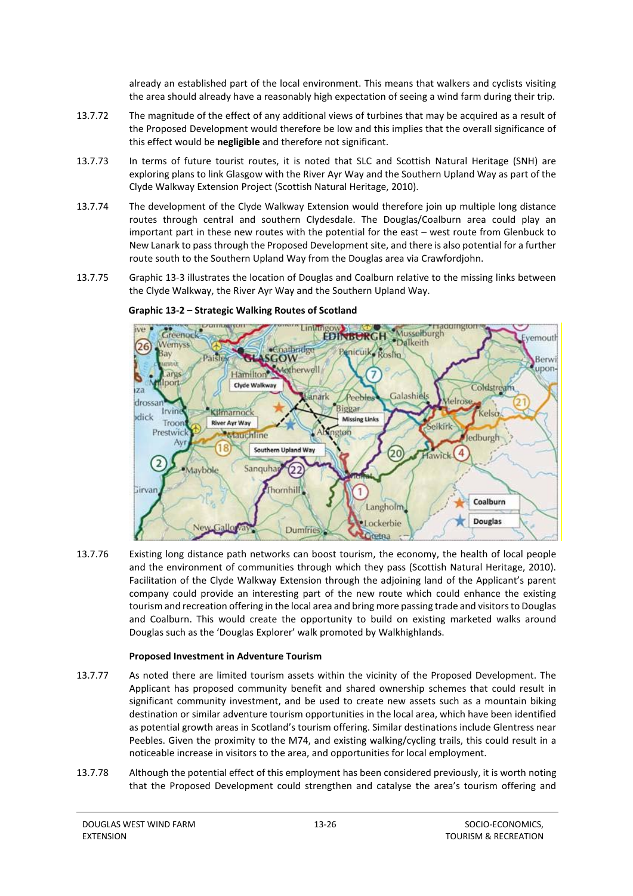already an established part of the local environment. This means that walkers and cyclists visiting the area should already have a reasonably high expectation of seeing a wind farm during their trip.

13.7.72 The magnitude of the effect of any additional views of turbines that may be acquired as a result of the Proposed Development would therefore be low and this implies that the overall significance of this effect would be **negligible** and therefore not significant.

13.7.73 In terms of future tourist routes, it is noted that SLC and Scottish Natural Heritage (SNH) are exploring plans to link Glasgow with the River Ayr Way and the Southern Upland Way as part of the Clyde Walkway Extension Project (Scottish Natural Heritage, 2010).

13.7.74 The development of the Clyde Walkway Extension would therefore join up multiple long distance routes through central and southern Clydesdale. The Douglas/Coalburn area could play an important part in these new routes with the potential for the east – west route from Glenbuck to New Lanark to pass through the Proposed Development site, and there is also potential for a further route south to the Southern Upland Way from the Douglas area via Crawfordjohn.

13.7.75 Graphic 13-3 illustrates the location of Douglas and Coalburn relative to the missing links between the Clyde Walkway, the River Ayr Way and the Southern Upland Way.

**Graphic 13-2 – Strategic Walking Routes of Scotland**

13.7.76 Existing long distance path networks can boost tourism, the economy, the health of local people and the environment of communities through which they pass (Scottish Natural Heritage, 2010). Facilitation of the Clyde Walkway Extension through the adjoining land of the Applicant's parent company could provide an interesting part of the new route which could enhance the existing tourism and recreation offering in the local area and bring more passing trade and visitors to Douglas and Coalburn. This would create the opportunity to build on existing marketed walks around Douglas such as the 'Douglas Explorer' walk promoted by Walkhighlands.

**Proposed Investment in Adventure Tourism**

13.7.77 As noted there are limited tourism assets within the vicinity of the Proposed Development. The Applicant has proposed community benefit and shared ownership schemes that could result in significant community investment, and be used to create new assets such as a mountain biking destination or similar adventure tourism opportunities in the local area, which have been identified as potential growth areas in Scotland's tourism offering. Similar destinations include Glentress near Peebles. Given the proximity to the M74, and existing walking/cycling trails, this could result in a noticeable increase in visitors to the area, and opportunities for local employment.

13.7.78 Although the potential effect of this employment has been considered previously, it is worth noting that the Proposed Development could strengthen and catalyse the area's tourism offering and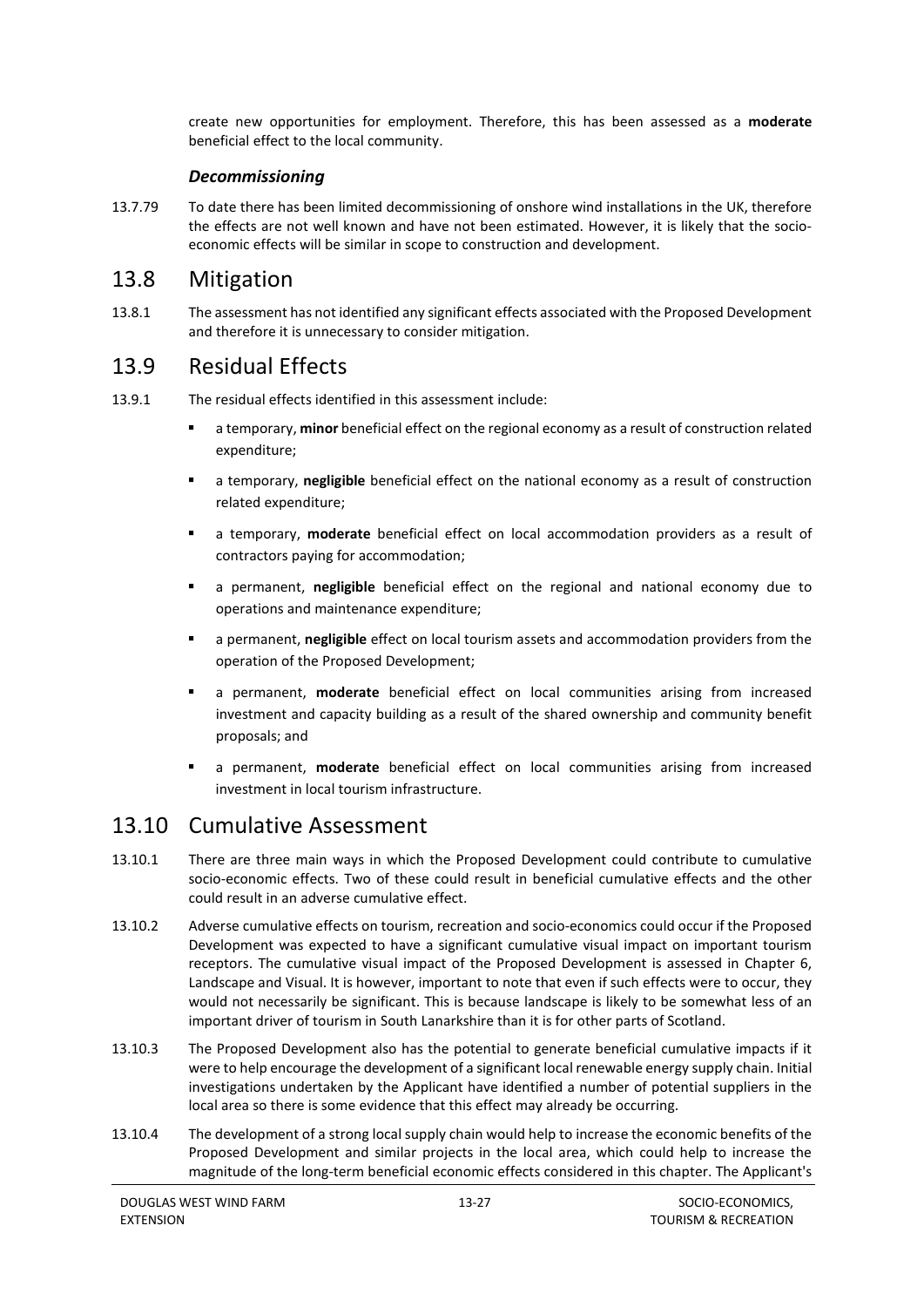create new opportunities for employment. Therefore, this has been assessed as a **moderate** beneficial effect to the local community.

### *Decommissioning*

13.7.79 To date there has been limited decommissioning of onshore wind installations in the UK, therefore the effects are not well known and have not been estimated. However, it is likely that the socio-economic effects will be similar in scope to construction and development.

## 13.8 Mitigation

13.8.1 The assessment has not identified any significant effects associated with the Proposed Development and therefore it is unnecessary to consider mitigation.

## 13.9 Residual Effects

13.9.1 The residual effects identified in this assessment include:

- a temporary, **minor** beneficial effect on the regional economy as a result of construction related expenditure;
- a temporary, **negligible** beneficial effect on the national economy as a result of construction related expenditure;
- a temporary, **moderate** beneficial effect on local accommodation providers as a result of contractors paying for accommodation;
- a permanent, **negligible** beneficial effect on the regional and national economy due to operations and maintenance expenditure;
- a permanent, **negligible** effect on local tourism assets and accommodation providers from the operation of the Proposed Development;
- a permanent, **moderate** beneficial effect on local communities arising from increased investment and capacity building as a result of the shared ownership and community benefit proposals; and
- a permanent, **moderate** beneficial effect on local communities arising from increased investment in local tourism infrastructure.

## 13.10 Cumulative Assessment

13.10.1 There are three main ways in which the Proposed Development could contribute to cumulative socio-economic effects. Two of these could result in beneficial cumulative effects and the other could result in an adverse cumulative effect.

13.10.2 Adverse cumulative effects on tourism, recreation and socio-economics could occur if the Proposed Development was expected to have a significant cumulative visual impact on important tourism receptors. The cumulative visual impact of the Proposed Development is assessed in Chapter 6, Landscape and Visual. It is however, important to note that even if such effects were to occur, they would not necessarily be significant. This is because landscape is likely to be somewhat less of an important driver of tourism in South Lanarkshire than it is for other parts of Scotland.

13.10.3 The Proposed Development also has the potential to generate beneficial cumulative impacts if it were to help encourage the development of a significant local renewable energy supply chain. Initial investigations undertaken by the Applicant have identified a number of potential suppliers in the local area so there is some evidence that this effect may already be occurring.

13.10.4 The development of a strong local supply chain would help to increase the economic benefits of the Proposed Development and similar projects in the local area, which could help to increase the magnitude of the long-term beneficial economic effects considered in this chapter. The Applicant's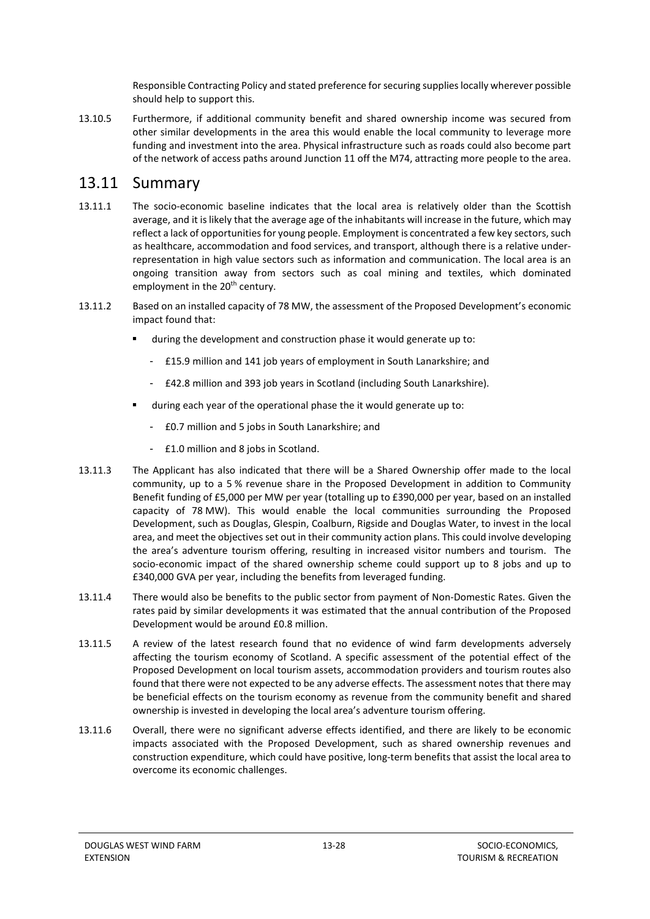Responsible Contracting Policy and stated preference for securing supplies locally wherever possible should help to support this.

13.10.5 Furthermore, if additional community benefit and shared ownership income was secured from other similar developments in the area this would enable the local community to leverage more funding and investment into the area. Physical infrastructure such as roads could also become part of the network of access paths around Junction 11 off the M74, attracting more people to the area.

## 13.11 Summary

13.11.1 The socio-economic baseline indicates that the local area is relatively older than the Scottish average, and it is likely that the average age of the inhabitants will increase in the future, which may reflect a lack of opportunities for young people. Employment is concentrated a few key sectors, such as healthcare, accommodation and food services, and transport, although there is a relative under-representation in high value sectors such as information and communication. The local area is an ongoing transition away from sectors such as coal mining and textiles, which dominated employment in the 20th century.

13.11.2 Based on an installed capacity of 78 MW, the assessment of the Proposed Development's economic impact found that:

- during the development and construction phase it would generate up to:
  - £15.9 million and 141 job years of employment in South Lanarkshire; and
  - £42.8 million and 393 job years in Scotland (including South Lanarkshire).
- during each year of the operational phase the it would generate up to:
  - £0.7 million and 5 jobs in South Lanarkshire; and
  - £1.0 million and 8 jobs in Scotland.

13.11.3 The Applicant has also indicated that there will be a Shared Ownership offer made to the local community, up to a 5 % revenue share in the Proposed Development in addition to Community Benefit funding of £5,000 per MW per year (totalling up to £390,000 per year, based on an installed capacity of 78 MW). This would enable the local communities surrounding the Proposed Development, such as Douglas, Glespin, Coalburn, Rigside and Douglas Water, to invest in the local area, and meet the objectives set out in their community action plans. This could involve developing the area's adventure tourism offering, resulting in increased visitor numbers and tourism. The socio-economic impact of the shared ownership scheme could support up to 8 jobs and up to £340,000 GVA per year, including the benefits from leveraged funding.

13.11.4 There would also be benefits to the public sector from payment of Non-Domestic Rates. Given the rates paid by similar developments it was estimated that the annual contribution of the Proposed Development would be around £0.8 million.

13.11.5 A review of the latest research found that no evidence of wind farm developments adversely affecting the tourism economy of Scotland. A specific assessment of the potential effect of the Proposed Development on local tourism assets, accommodation providers and tourism routes also found that there were not expected to be any adverse effects. The assessment notes that there may be beneficial effects on the tourism economy as revenue from the community benefit and shared ownership is invested in developing the local area's adventure tourism offering.

13.11.6 Overall, there were no significant adverse effects identified, and there are likely to be economic impacts associated with the Proposed Development, such as shared ownership revenues and construction expenditure, which could have positive, long-term benefits that assist the local area to overcome its economic challenges.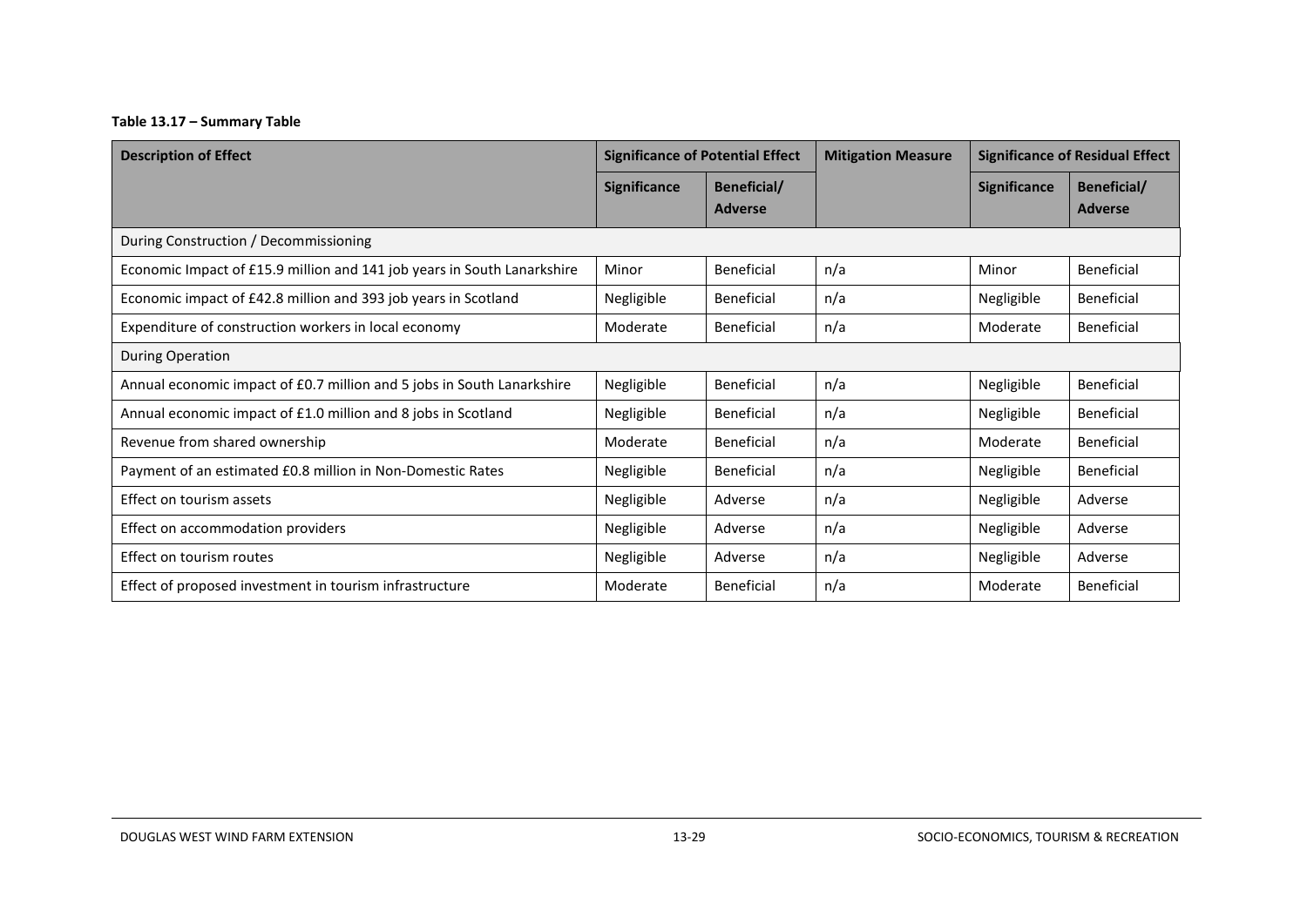**Table 13.17 – Summary Table**

| Description of Effect | Significance of Potential Effect | | Mitigation Measure | Significance of Residual Effect | |
|---|---|---|---|---|---|
| | Significance | Beneficial/ Adverse | | Significance | Beneficial/ Adverse |
| During Construction / Decommissioning | | | | | |
| Economic Impact of £15.9 million and 141 job years in South Lanarkshire | Minor | Beneficial | n/a | Minor | Beneficial |
| Economic impact of £42.8 million and 393 job years in Scotland | Negligible | Beneficial | n/a | Negligible | Beneficial |
| Expenditure of construction workers in local economy | Moderate | Beneficial | n/a | Moderate | Beneficial |
| During Operation | | | | | |
| Annual economic impact of £0.7 million and 5 jobs in South Lanarkshire | Negligible | Beneficial | n/a | Negligible | Beneficial |
| Annual economic impact of £1.0 million and 8 jobs in Scotland | Negligible | Beneficial | n/a | Negligible | Beneficial |
| Revenue from shared ownership | Moderate | Beneficial | n/a | Moderate | Beneficial |
| Payment of an estimated £0.8 million in Non-Domestic Rates | Negligible | Beneficial | n/a | Negligible | Beneficial |
| Effect on tourism assets | Negligible | Adverse | n/a | Negligible | Adverse |
| Effect on accommodation providers | Negligible | Adverse | n/a | Negligible | Adverse |
| Effect on tourism routes | Negligible | Adverse | n/a | Negligible | Adverse |
| Effect of proposed investment in tourism infrastructure | Moderate | Beneficial | n/a | Moderate | Beneficial |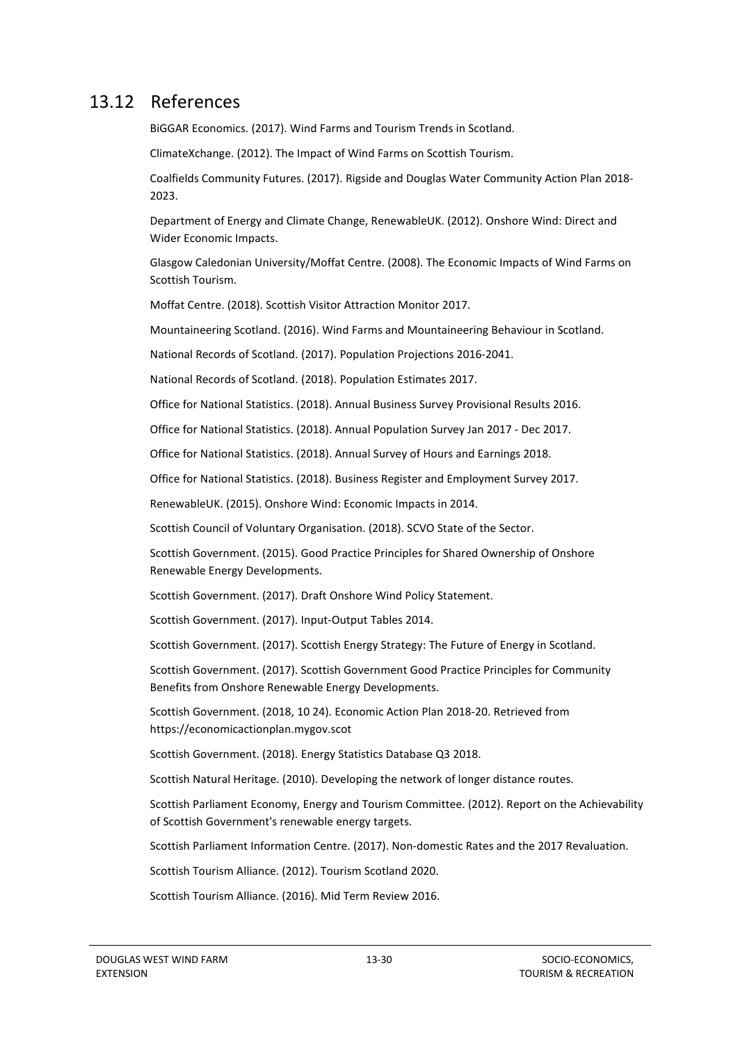## 13.12 References

BiGGAR Economics. (2017). Wind Farms and Tourism Trends in Scotland.

ClimateXchange. (2012). The Impact of Wind Farms on Scottish Tourism.

Coalfields Community Futures. (2017). Rigside and Douglas Water Community Action Plan 2018-2023.

Department of Energy and Climate Change, RenewableUK. (2012). Onshore Wind: Direct and Wider Economic Impacts.

Glasgow Caledonian University/Moffat Centre. (2008). The Economic Impacts of Wind Farms on Scottish Tourism.

Moffat Centre. (2018). Scottish Visitor Attraction Monitor 2017.

Mountaineering Scotland. (2016). Wind Farms and Mountaineering Behaviour in Scotland.

National Records of Scotland. (2017). Population Projections 2016-2041.

National Records of Scotland. (2018). Population Estimates 2017.

Office for National Statistics. (2018). Annual Business Survey Provisional Results 2016.

Office for National Statistics. (2018). Annual Population Survey Jan 2017 - Dec 2017.

Office for National Statistics. (2018). Annual Survey of Hours and Earnings 2018.

Office for National Statistics. (2018). Business Register and Employment Survey 2017.

RenewableUK. (2015). Onshore Wind: Economic Impacts in 2014.

Scottish Council of Voluntary Organisation. (2018). SCVO State of the Sector.

Scottish Government. (2015). Good Practice Principles for Shared Ownership of Onshore Renewable Energy Developments.

Scottish Government. (2017). Draft Onshore Wind Policy Statement.

Scottish Government. (2017). Input-Output Tables 2014.

Scottish Government. (2017). Scottish Energy Strategy: The Future of Energy in Scotland.

Scottish Government. (2017). Scottish Government Good Practice Principles for Community Benefits from Onshore Renewable Energy Developments.

Scottish Government. (2018, 10 24). Economic Action Plan 2018-20. Retrieved from https://economicactionplan.mygov.scot

Scottish Government. (2018). Energy Statistics Database Q3 2018.

Scottish Natural Heritage. (2010). Developing the network of longer distance routes.

Scottish Parliament Economy, Energy and Tourism Committee. (2012). Report on the Achievability of Scottish Government's renewable energy targets.

Scottish Parliament Information Centre. (2017). Non-domestic Rates and the 2017 Revaluation.

Scottish Tourism Alliance. (2012). Tourism Scotland 2020.

Scottish Tourism Alliance. (2016). Mid Term Review 2016.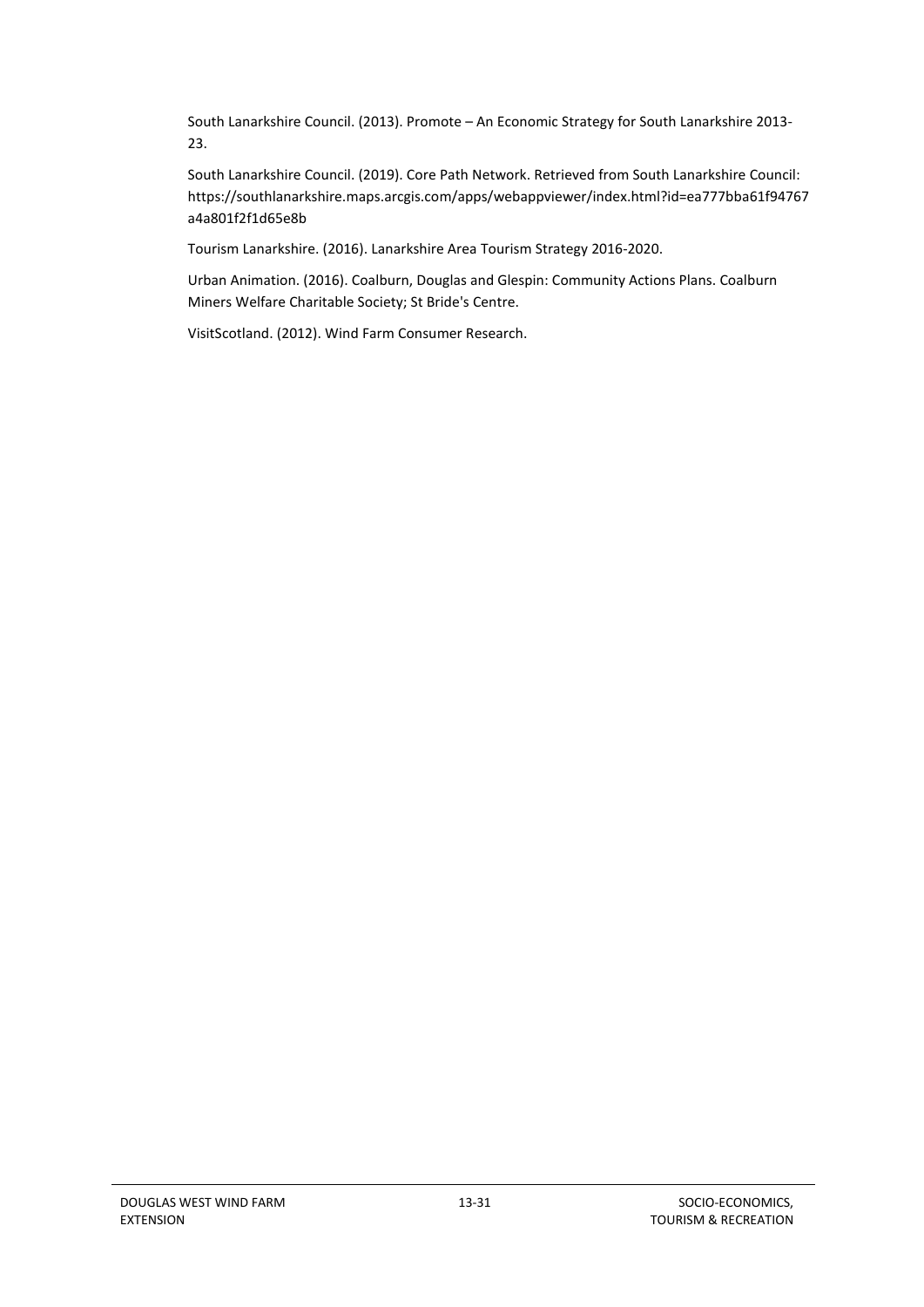South Lanarkshire Council. (2013). Promote – An Economic Strategy for South Lanarkshire 2013-23.

South Lanarkshire Council. (2019). Core Path Network. Retrieved from South Lanarkshire Council: https://southlanarkshire.maps.arcgis.com/apps/webappviewer/index.html?id=ea777bba61f94767a4a801f2f1d65e8b

Tourism Lanarkshire. (2016). Lanarkshire Area Tourism Strategy 2016-2020.

Urban Animation. (2016). Coalburn, Douglas and Glespin: Community Actions Plans. Coalburn Miners Welfare Charitable Society; St Bride's Centre.

VisitScotland. (2012). Wind Farm Consumer Research.